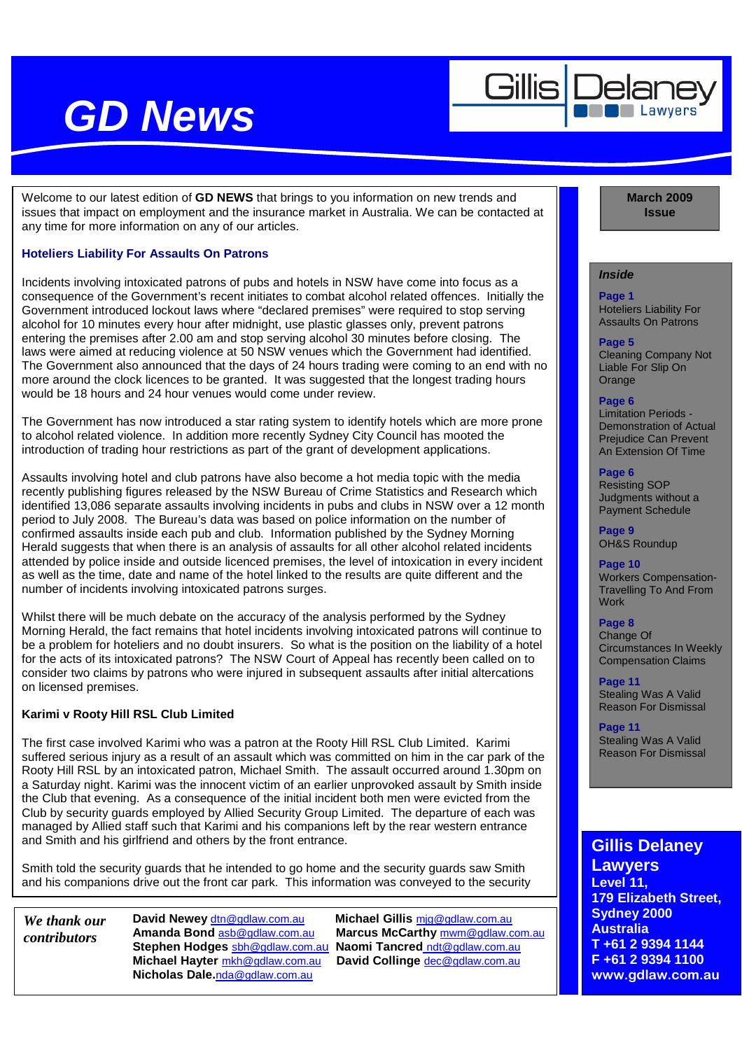# GD News

Gillis Delaney Lawyers

**March 2009 Issue**

Welcome to our latest edition of **GD NEWS** that brings to you information on new trends and issues that impact on employment and the insurance market in Australia. We can be contacted at any time for more information on any of our articles.

### Hoteliers Liability For Assaults On Patrons

Incidents involving intoxicated patrons of pubs and hotels in NSW have come into focus as a consequence of the Government's recent initiates to combat alcohol related offences. Initially the Government introduced lockout laws where "declared premises" were required to stop serving alcohol for 10 minutes every hour after midnight, use plastic glasses only, prevent patrons entering the premises after 2.00 am and stop serving alcohol 30 minutes before closing. The laws were aimed at reducing violence at 50 NSW venues which the Government had identified. The Government also announced that the days of 24 hours trading were coming to an end with no more around the clock licences to be granted. It was suggested that the longest trading hours would be 18 hours and 24 hour venues would come under review.

The Government has now introduced a star rating system to identify hotels which are more prone to alcohol related violence. In addition more recently Sydney City Council has mooted the introduction of trading hour restrictions as part of the grant of development applications.

Assaults involving hotel and club patrons have also become a hot media topic with the media recently publishing figures released by the NSW Bureau of Crime Statistics and Research which identified 13,086 separate assaults involving incidents in pubs and clubs in NSW over a 12 month period to July 2008. The Bureau's data was based on police information on the number of confirmed assaults inside each pub and club. Information published by the Sydney Morning Herald suggests that when there is an analysis of assaults for all other alcohol related incidents attended by police inside and outside licenced premises, the level of intoxication in every incident as well as the time, date and name of the hotel linked to the results are quite different and the number of incidents involving intoxicated patrons surges.

Whilst there will be much debate on the accuracy of the analysis performed by the Sydney Morning Herald, the fact remains that hotel incidents involving intoxicated patrons will continue to be a problem for hoteliers and no doubt insurers. So what is the position on the liability of a hotel for the acts of its intoxicated patrons? The NSW Court of Appeal has recently been called on to consider two claims by patrons who were injured in subsequent assaults after initial altercations on licensed premises.

**Karimi v Rooty Hill RSL Club Limited**

The first case involved Karimi who was a patron at the Rooty Hill RSL Club Limited. Karimi suffered serious injury as a result of an assault which was committed on him in the car park of the Rooty Hill RSL by an intoxicated patron, Michael Smith. The assault occurred around 1.30pm on a Saturday night. Karimi was the innocent victim of an earlier unprovoked assault by Smith inside the Club that evening. As a consequence of the initial incident both men were evicted from the Club by security guards employed by Allied Security Group Limited. The departure of each was managed by Allied staff such that Karimi and his companions left by the rear western entrance and Smith and his girlfriend and others by the front entrance.

Smith told the security guards that he intended to go home and the security guards saw Smith and his companions drive out the front car park. This information was conveyed to the security

---

***Inside***

**Page 1**
Hoteliers Liability For Assaults On Patrons

**Page 5**
Cleaning Company Not Liable For Slip On Orange

**Page 6**
Limitation Periods - Demonstration of Actual Prejudice Can Prevent An Extension Of Time

**Page 6**
Resisting SOP Judgments without a Payment Schedule

**Page 9**
OH&S Roundup

**Page 10**
Workers Compensation- Travelling To And From Work

**Page 8**
Change Of Circumstances In Weekly Compensation Claims

**Page 11**
Stealing Was A Valid Reason For Dismissal

**Page 11**
Stealing Was A Valid Reason For Dismissal

---

***We thank our contributors***

**David Newey** dtn@gdlaw.com.au
**Amanda Bond** asb@gdlaw.com.au
**Stephen Hodges** sbh@gdlaw.com.au
**Michael Hayter** mkh@gdlaw.com.au
**Nicholas Dale.** nda@gdlaw.com.au
**Michael Gillis** mjg@gdlaw.com.au
**Marcus McCarthy** mwm@gdlaw.com.au
**Naomi Tancred** ndt@gdlaw.com.au
**David Collinge** dec@gdlaw.com.au

---

**Gillis Delaney Lawyers**
**Level 11,**
**179 Elizabeth Street,**
**Sydney 2000**
**Australia**
**T +61 2 9394 1144**
**F +61 2 9394 1100**
**www.gdlaw.com.au**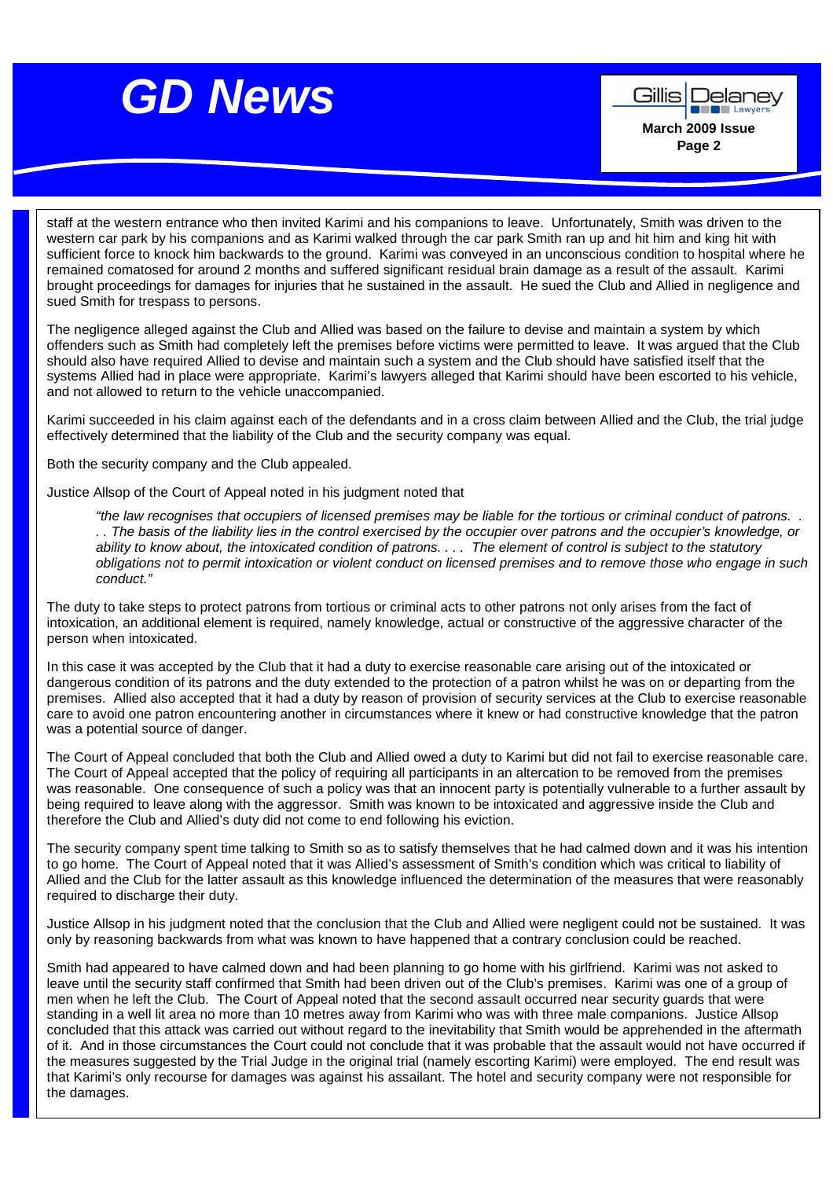staff at the western entrance who then invited Karimi and his companions to leave. Unfortunately, Smith was driven to the western car park by his companions and as Karimi walked through the car park Smith ran up and hit him and king hit with sufficient force to knock him backwards to the ground. Karimi was conveyed in an unconscious condition to hospital where he remained comatosed for around 2 months and suffered significant residual brain damage as a result of the assault. Karimi brought proceedings for damages for injuries that he sustained in the assault. He sued the Club and Allied in negligence and sued Smith for trespass to persons.

The negligence alleged against the Club and Allied was based on the failure to devise and maintain a system by which offenders such as Smith had completely left the premises before victims were permitted to leave. It was argued that the Club should also have required Allied to devise and maintain such a system and the Club should have satisfied itself that the systems Allied had in place were appropriate. Karimi's lawyers alleged that Karimi should have been escorted to his vehicle, and not allowed to return to the vehicle unaccompanied.

Karimi succeeded in his claim against each of the defendants and in a cross claim between Allied and the Club, the trial judge effectively determined that the liability of the Club and the security company was equal.

Both the security company and the Club appealed.

Justice Allsop of the Court of Appeal noted in his judgment noted that

> *"the law recognises that occupiers of licensed premises may be liable for the tortious or criminal conduct of patrons. . . . The basis of the liability lies in the control exercised by the occupier over patrons and the occupier's knowledge, or ability to know about, the intoxicated condition of patrons. . . . The element of control is subject to the statutory obligations not to permit intoxication or violent conduct on licensed premises and to remove those who engage in such conduct."*

The duty to take steps to protect patrons from tortious or criminal acts to other patrons not only arises from the fact of intoxication, an additional element is required, namely knowledge, actual or constructive of the aggressive character of the person when intoxicated.

In this case it was accepted by the Club that it had a duty to exercise reasonable care arising out of the intoxicated or dangerous condition of its patrons and the duty extended to the protection of a patron whilst he was on or departing from the premises. Allied also accepted that it had a duty by reason of provision of security services at the Club to exercise reasonable care to avoid one patron encountering another in circumstances where it knew or had constructive knowledge that the patron was a potential source of danger.

The Court of Appeal concluded that both the Club and Allied owed a duty to Karimi but did not fail to exercise reasonable care. The Court of Appeal accepted that the policy of requiring all participants in an altercation to be removed from the premises was reasonable. One consequence of such a policy was that an innocent party is potentially vulnerable to a further assault by being required to leave along with the aggressor. Smith was known to be intoxicated and aggressive inside the Club and therefore the Club and Allied's duty did not come to end following his eviction.

The security company spent time talking to Smith so as to satisfy themselves that he had calmed down and it was his intention to go home. The Court of Appeal noted that it was Allied's assessment of Smith's condition which was critical to liability of Allied and the Club for the latter assault as this knowledge influenced the determination of the measures that were reasonably required to discharge their duty.

Justice Allsop in his judgment noted that the conclusion that the Club and Allied were negligent could not be sustained. It was only by reasoning backwards from what was known to have happened that a contrary conclusion could be reached.

Smith had appeared to have calmed down and had been planning to go home with his girlfriend. Karimi was not asked to leave until the security staff confirmed that Smith had been driven out of the Club's premises. Karimi was one of a group of men when he left the Club. The Court of Appeal noted that the second assault occurred near security guards that were standing in a well lit area no more than 10 metres away from Karimi who was with three male companions. Justice Allsop concluded that this attack was carried out without regard to the inevitability that Smith would be apprehended in the aftermath of it. And in those circumstances the Court could not conclude that it was probable that the assault would not have occurred if the measures suggested by the Trial Judge in the original trial (namely escorting Karimi) were employed. The end result was that Karimi's only recourse for damages was against his assailant. The hotel and security company were not responsible for the damages.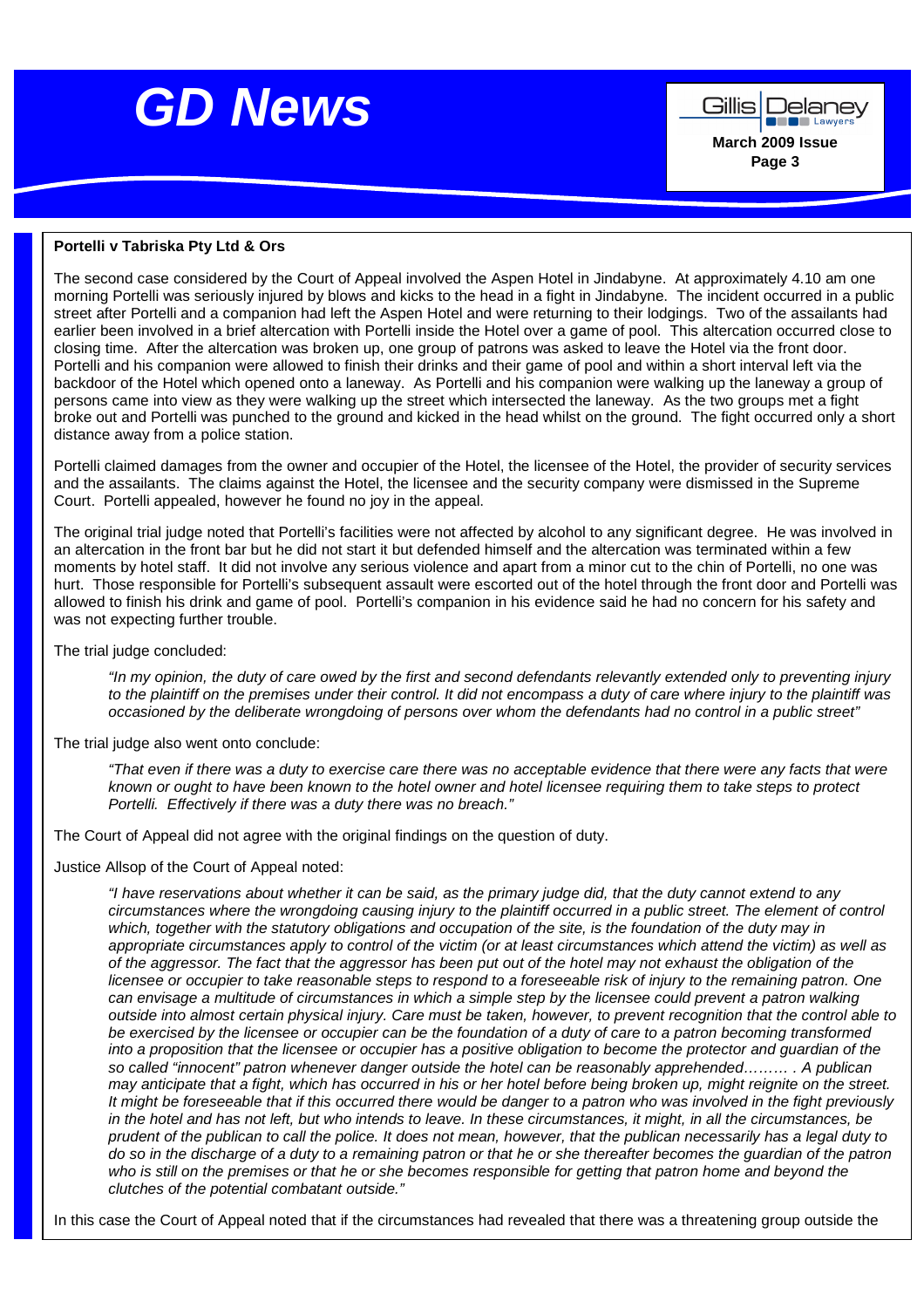**Portelli v Tabriska Pty Ltd & Ors**

The second case considered by the Court of Appeal involved the Aspen Hotel in Jindabyne. At approximately 4.10 am one morning Portelli was seriously injured by blows and kicks to the head in a fight in Jindabyne. The incident occurred in a public street after Portelli and a companion had left the Aspen Hotel and were returning to their lodgings. Two of the assailants had earlier been involved in a brief altercation with Portelli inside the Hotel over a game of pool. This altercation occurred close to closing time. After the altercation was broken up, one group of patrons was asked to leave the Hotel via the front door. Portelli and his companion were allowed to finish their drinks and their game of pool and within a short interval left via the backdoor of the Hotel which opened onto a laneway. As Portelli and his companion were walking up the laneway a group of persons came into view as they were walking up the street which intersected the laneway. As the two groups met a fight broke out and Portelli was punched to the ground and kicked in the head whilst on the ground. The fight occurred only a short distance away from a police station.

Portelli claimed damages from the owner and occupier of the Hotel, the licensee of the Hotel, the provider of security services and the assailants. The claims against the Hotel, the licensee and the security company were dismissed in the Supreme Court. Portelli appealed, however he found no joy in the appeal.

The original trial judge noted that Portelli's facilities were not affected by alcohol to any significant degree. He was involved in an altercation in the front bar but he did not start it but defended himself and the altercation was terminated within a few moments by hotel staff. It did not involve any serious violence and apart from a minor cut to the chin of Portelli, no one was hurt. Those responsible for Portelli's subsequent assault were escorted out of the hotel through the front door and Portelli was allowed to finish his drink and game of pool. Portelli's companion in his evidence said he had no concern for his safety and was not expecting further trouble.

The trial judge concluded:

> *"In my opinion, the duty of care owed by the first and second defendants relevantly extended only to preventing injury to the plaintiff on the premises under their control. It did not encompass a duty of care where injury to the plaintiff was occasioned by the deliberate wrongdoing of persons over whom the defendants had no control in a public street"*

The trial judge also went onto conclude:

> *"That even if there was a duty to exercise care there was no acceptable evidence that there were any facts that were known or ought to have been known to the hotel owner and hotel licensee requiring them to take steps to protect Portelli. Effectively if there was a duty there was no breach."*

The Court of Appeal did not agree with the original findings on the question of duty.

Justice Allsop of the Court of Appeal noted:

> *"I have reservations about whether it can be said, as the primary judge did, that the duty cannot extend to any circumstances where the wrongdoing causing injury to the plaintiff occurred in a public street. The element of control which, together with the statutory obligations and occupation of the site, is the foundation of the duty may in appropriate circumstances apply to control of the victim (or at least circumstances which attend the victim) as well as of the aggressor. The fact that the aggressor has been put out of the hotel may not exhaust the obligation of the licensee or occupier to take reasonable steps to respond to a foreseeable risk of injury to the remaining patron. One can envisage a multitude of circumstances in which a simple step by the licensee could prevent a patron walking outside into almost certain physical injury. Care must be taken, however, to prevent recognition that the control able to be exercised by the licensee or occupier can be the foundation of a duty of care to a patron becoming transformed into a proposition that the licensee or occupier has a positive obligation to become the protector and guardian of the so called "innocent" patron whenever danger outside the hotel can be reasonably apprehended……… . A publican may anticipate that a fight, which has occurred in his or her hotel before being broken up, might reignite on the street. It might be foreseeable that if this occurred there would be danger to a patron who was involved in the fight previously in the hotel and has not left, but who intends to leave. In these circumstances, it might, in all the circumstances, be prudent of the publican to call the police. It does not mean, however, that the publican necessarily has a legal duty to do so in the discharge of a duty to a remaining patron or that he or she thereafter becomes the guardian of the patron who is still on the premises or that he or she becomes responsible for getting that patron home and beyond the clutches of the potential combatant outside."*

In this case the Court of Appeal noted that if the circumstances had revealed that there was a threatening group outside the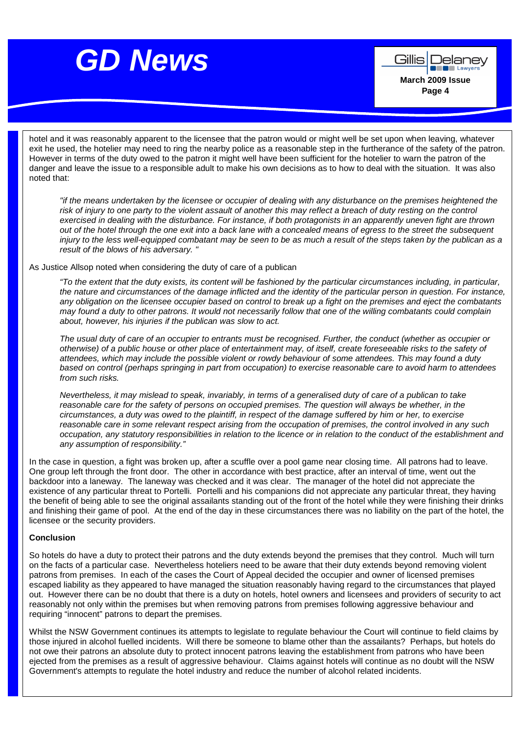hotel and it was reasonably apparent to the licensee that the patron would or might well be set upon when leaving, whatever exit he used, the hotelier may need to ring the nearby police as a reasonable step in the furtherance of the safety of the patron. However in terms of the duty owed to the patron it might well have been sufficient for the hotelier to warn the patron of the danger and leave the issue to a responsible adult to make his own decisions as to how to deal with the situation. It was also noted that:

> *"if the means undertaken by the licensee or occupier of dealing with any disturbance on the premises heightened the risk of injury to one party to the violent assault of another this may reflect a breach of duty resting on the control exercised in dealing with the disturbance. For instance, if both protagonists in an apparently uneven fight are thrown out of the hotel through the one exit into a back lane with a concealed means of egress to the street the subsequent injury to the less well-equipped combatant may be seen to be as much a result of the steps taken by the publican as a result of the blows of his adversary. "*

As Justice Allsop noted when considering the duty of care of a publican

> *"To the extent that the duty exists, its content will be fashioned by the particular circumstances including, in particular, the nature and circumstances of the damage inflicted and the identity of the particular person in question. For instance, any obligation on the licensee occupier based on control to break up a fight on the premises and eject the combatants may found a duty to other patrons. It would not necessarily follow that one of the willing combatants could complain about, however, his injuries if the publican was slow to act.*
>
> *The usual duty of care of an occupier to entrants must be recognised. Further, the conduct (whether as occupier or otherwise) of a public house or other place of entertainment may, of itself, create foreseeable risks to the safety of attendees, which may include the possible violent or rowdy behaviour of some attendees. This may found a duty based on control (perhaps springing in part from occupation) to exercise reasonable care to avoid harm to attendees from such risks.*
>
> *Nevertheless, it may mislead to speak, invariably, in terms of a generalised duty of care of a publican to take reasonable care for the safety of persons on occupied premises. The question will always be whether, in the circumstances, a duty was owed to the plaintiff, in respect of the damage suffered by him or her, to exercise reasonable care in some relevant respect arising from the occupation of premises, the control involved in any such occupation, any statutory responsibilities in relation to the licence or in relation to the conduct of the establishment and any assumption of responsibility."*

In the case in question, a fight was broken up, after a scuffle over a pool game near closing time. All patrons had to leave. One group left through the front door. The other in accordance with best practice, after an interval of time, went out the backdoor into a laneway. The laneway was checked and it was clear. The manager of the hotel did not appreciate the existence of any particular threat to Portelli. Portelli and his companions did not appreciate any particular threat, they having the benefit of being able to see the original assailants standing out of the front of the hotel while they were finishing their drinks and finishing their game of pool. At the end of the day in these circumstances there was no liability on the part of the hotel, the licensee or the security providers.

**Conclusion**

So hotels do have a duty to protect their patrons and the duty extends beyond the premises that they control. Much will turn on the facts of a particular case. Nevertheless hoteliers need to be aware that their duty extends beyond removing violent patrons from premises. In each of the cases the Court of Appeal decided the occupier and owner of licensed premises escaped liability as they appeared to have managed the situation reasonably having regard to the circumstances that played out. However there can be no doubt that there is a duty on hotels, hotel owners and licensees and providers of security to act reasonably not only within the premises but when removing patrons from premises following aggressive behaviour and requiring "innocent" patrons to depart the premises.

Whilst the NSW Government continues its attempts to legislate to regulate behaviour the Court will continue to field claims by those injured in alcohol fuelled incidents. Will there be someone to blame other than the assailants? Perhaps, but hotels do not owe their patrons an absolute duty to protect innocent patrons leaving the establishment from patrons who have been ejected from the premises as a result of aggressive behaviour. Claims against hotels will continue as no doubt will the NSW Government's attempts to regulate the hotel industry and reduce the number of alcohol related incidents.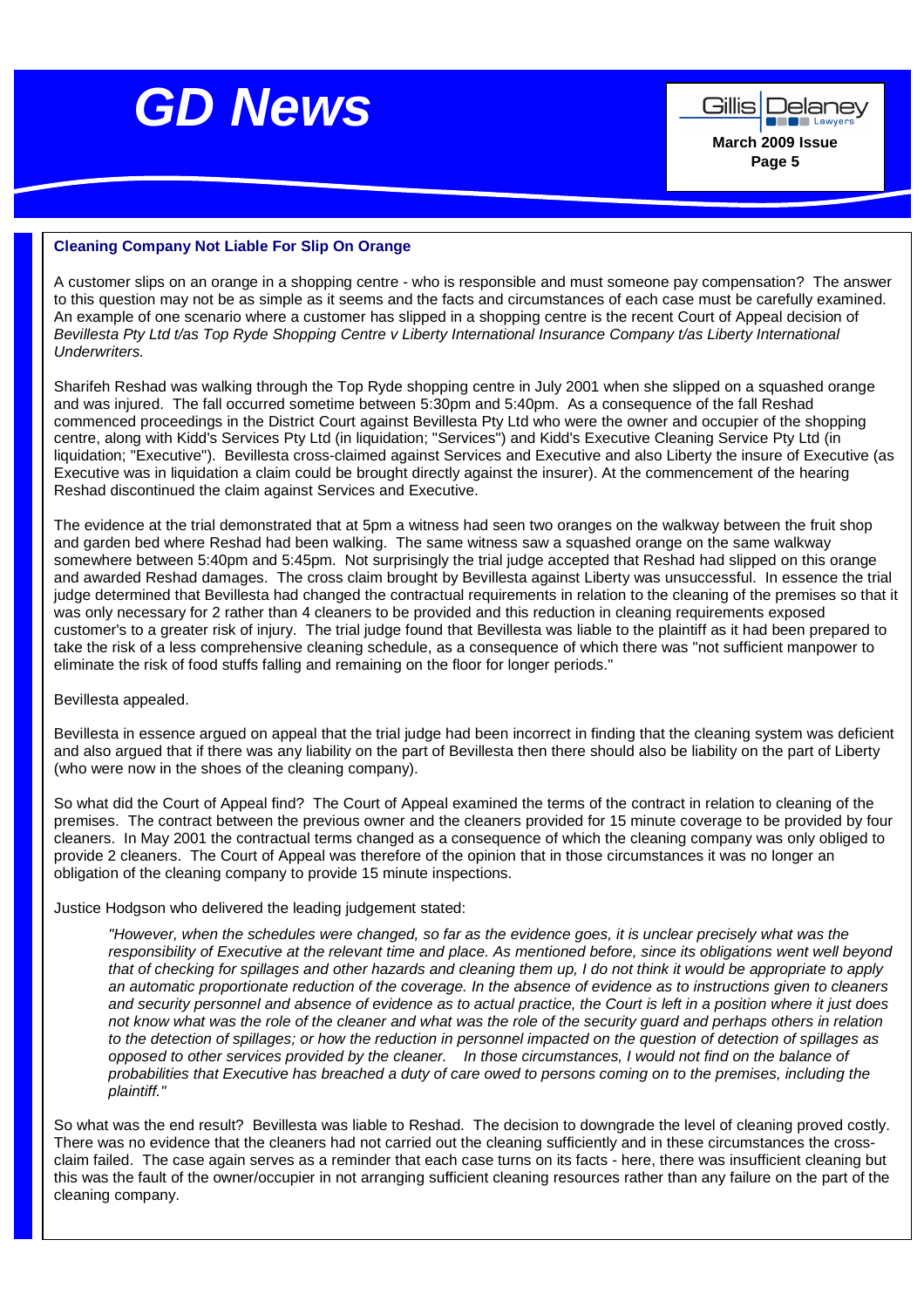## Cleaning Company Not Liable For Slip On Orange

A customer slips on an orange in a shopping centre - who is responsible and must someone pay compensation? The answer to this question may not be as simple as it seems and the facts and circumstances of each case must be carefully examined. An example of one scenario where a customer has slipped in a shopping centre is the recent Court of Appeal decision of *Bevillesta Pty Ltd t/as Top Ryde Shopping Centre v Liberty International Insurance Company t/as Liberty International Underwriters.*

Sharifeh Reshad was walking through the Top Ryde shopping centre in July 2001 when she slipped on a squashed orange and was injured. The fall occurred sometime between 5:30pm and 5:40pm. As a consequence of the fall Reshad commenced proceedings in the District Court against Bevillesta Pty Ltd who were the owner and occupier of the shopping centre, along with Kidd's Services Pty Ltd (in liquidation; "Services") and Kidd's Executive Cleaning Service Pty Ltd (in liquidation; "Executive"). Bevillesta cross-claimed against Services and Executive and also Liberty the insure of Executive (as Executive was in liquidation a claim could be brought directly against the insurer). At the commencement of the hearing Reshad discontinued the claim against Services and Executive.

The evidence at the trial demonstrated that at 5pm a witness had seen two oranges on the walkway between the fruit shop and garden bed where Reshad had been walking. The same witness saw a squashed orange on the same walkway somewhere between 5:40pm and 5:45pm. Not surprisingly the trial judge accepted that Reshad had slipped on this orange and awarded Reshad damages. The cross claim brought by Bevillesta against Liberty was unsuccessful. In essence the trial judge determined that Bevillesta had changed the contractual requirements in relation to the cleaning of the premises so that it was only necessary for 2 rather than 4 cleaners to be provided and this reduction in cleaning requirements exposed customer's to a greater risk of injury. The trial judge found that Bevillesta was liable to the plaintiff as it had been prepared to take the risk of a less comprehensive cleaning schedule, as a consequence of which there was "not sufficient manpower to eliminate the risk of food stuffs falling and remaining on the floor for longer periods."

Bevillesta appealed.

Bevillesta in essence argued on appeal that the trial judge had been incorrect in finding that the cleaning system was deficient and also argued that if there was any liability on the part of Bevillesta then there should also be liability on the part of Liberty (who were now in the shoes of the cleaning company).

So what did the Court of Appeal find? The Court of Appeal examined the terms of the contract in relation to cleaning of the premises. The contract between the previous owner and the cleaners provided for 15 minute coverage to be provided by four cleaners. In May 2001 the contractual terms changed as a consequence of which the cleaning company was only obliged to provide 2 cleaners. The Court of Appeal was therefore of the opinion that in those circumstances it was no longer an obligation of the cleaning company to provide 15 minute inspections.

Justice Hodgson who delivered the leading judgement stated:

> *"However, when the schedules were changed, so far as the evidence goes, it is unclear precisely what was the responsibility of Executive at the relevant time and place. As mentioned before, since its obligations went well beyond that of checking for spillages and other hazards and cleaning them up, I do not think it would be appropriate to apply an automatic proportionate reduction of the coverage. In the absence of evidence as to instructions given to cleaners and security personnel and absence of evidence as to actual practice, the Court is left in a position where it just does not know what was the role of the cleaner and what was the role of the security guard and perhaps others in relation to the detection of spillages; or how the reduction in personnel impacted on the question of detection of spillages as opposed to other services provided by the cleaner. In those circumstances, I would not find on the balance of probabilities that Executive has breached a duty of care owed to persons coming on to the premises, including the plaintiff."*

So what was the end result? Bevillesta was liable to Reshad. The decision to downgrade the level of cleaning proved costly. There was no evidence that the cleaners had not carried out the cleaning sufficiently and in these circumstances the cross-claim failed. The case again serves as a reminder that each case turns on its facts - here, there was insufficient cleaning but this was the fault of the owner/occupier in not arranging sufficient cleaning resources rather than any failure on the part of the cleaning company.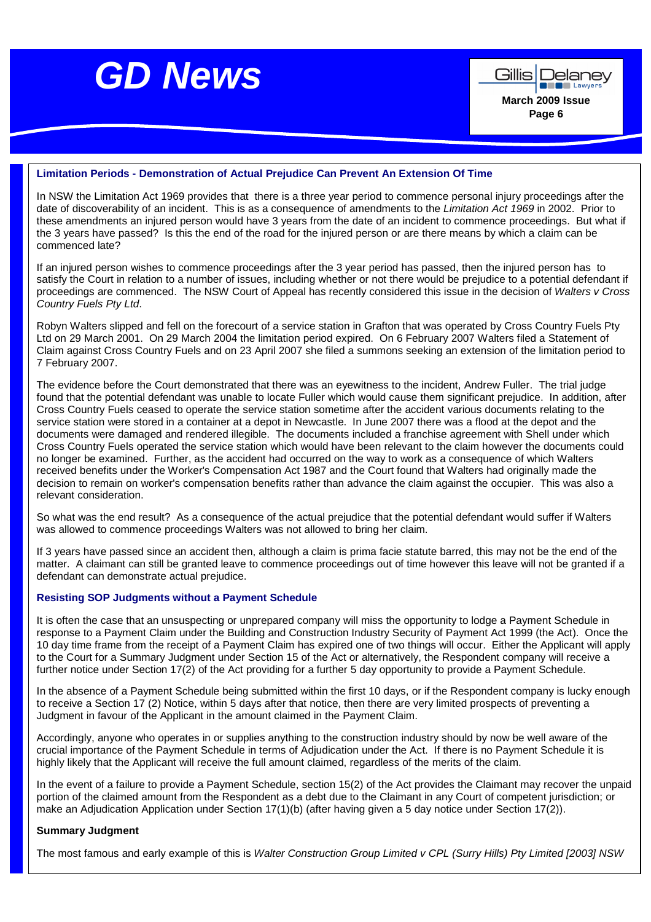## Limitation Periods - Demonstration of Actual Prejudice Can Prevent An Extension Of Time

In NSW the Limitation Act 1969 provides that there is a three year period to commence personal injury proceedings after the date of discoverability of an incident. This is as a consequence of amendments to the *Limitation Act 1969* in 2002. Prior to these amendments an injured person would have 3 years from the date of an incident to commence proceedings. But what if the 3 years have passed? Is this the end of the road for the injured person or are there means by which a claim can be commenced late?

If an injured person wishes to commence proceedings after the 3 year period has passed, then the injured person has to satisfy the Court in relation to a number of issues, including whether or not there would be prejudice to a potential defendant if proceedings are commenced. The NSW Court of Appeal has recently considered this issue in the decision of *Walters v Cross Country Fuels Pty Ltd*.

Robyn Walters slipped and fell on the forecourt of a service station in Grafton that was operated by Cross Country Fuels Pty Ltd on 29 March 2001. On 29 March 2004 the limitation period expired. On 6 February 2007 Walters filed a Statement of Claim against Cross Country Fuels and on 23 April 2007 she filed a summons seeking an extension of the limitation period to 7 February 2007.

The evidence before the Court demonstrated that there was an eyewitness to the incident, Andrew Fuller. The trial judge found that the potential defendant was unable to locate Fuller which would cause them significant prejudice. In addition, after Cross Country Fuels ceased to operate the service station sometime after the accident various documents relating to the service station were stored in a container at a depot in Newcastle. In June 2007 there was a flood at the depot and the documents were damaged and rendered illegible. The documents included a franchise agreement with Shell under which Cross Country Fuels operated the service station which would have been relevant to the claim however the documents could no longer be examined. Further, as the accident had occurred on the way to work as a consequence of which Walters received benefits under the Worker's Compensation Act 1987 and the Court found that Walters had originally made the decision to remain on worker's compensation benefits rather than advance the claim against the occupier. This was also a relevant consideration.

So what was the end result? As a consequence of the actual prejudice that the potential defendant would suffer if Walters was allowed to commence proceedings Walters was not allowed to bring her claim.

If 3 years have passed since an accident then, although a claim is prima facie statute barred, this may not be the end of the matter. A claimant can still be granted leave to commence proceedings out of time however this leave will not be granted if a defendant can demonstrate actual prejudice.

## Resisting SOP Judgments without a Payment Schedule

It is often the case that an unsuspecting or unprepared company will miss the opportunity to lodge a Payment Schedule in response to a Payment Claim under the Building and Construction Industry Security of Payment Act 1999 (the Act). Once the 10 day time frame from the receipt of a Payment Claim has expired one of two things will occur. Either the Applicant will apply to the Court for a Summary Judgment under Section 15 of the Act or alternatively, the Respondent company will receive a further notice under Section 17(2) of the Act providing for a further 5 day opportunity to provide a Payment Schedule.

In the absence of a Payment Schedule being submitted within the first 10 days, or if the Respondent company is lucky enough to receive a Section 17 (2) Notice, within 5 days after that notice, then there are very limited prospects of preventing a Judgment in favour of the Applicant in the amount claimed in the Payment Claim.

Accordingly, anyone who operates in or supplies anything to the construction industry should by now be well aware of the crucial importance of the Payment Schedule in terms of Adjudication under the Act. If there is no Payment Schedule it is highly likely that the Applicant will receive the full amount claimed, regardless of the merits of the claim.

In the event of a failure to provide a Payment Schedule, section 15(2) of the Act provides the Claimant may recover the unpaid portion of the claimed amount from the Respondent as a debt due to the Claimant in any Court of competent jurisdiction; or make an Adjudication Application under Section 17(1)(b) (after having given a 5 day notice under Section 17(2)).

**Summary Judgment**

The most famous and early example of this is *Walter Construction Group Limited v CPL (Surry Hills) Pty Limited [2003] NSW*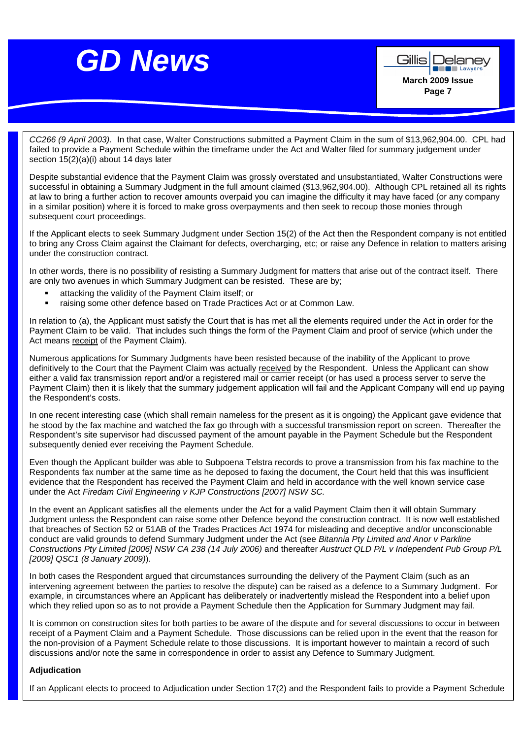*CC266 (9 April 2003).* In that case, Walter Constructions submitted a Payment Claim in the sum of $13,962,904.00. CPL had failed to provide a Payment Schedule within the timeframe under the Act and Walter filed for summary judgement under section 15(2)(a)(i) about 14 days later

Despite substantial evidence that the Payment Claim was grossly overstated and unsubstantiated, Walter Constructions were successful in obtaining a Summary Judgment in the full amount claimed ($13,962,904.00). Although CPL retained all its rights at law to bring a further action to recover amounts overpaid you can imagine the difficulty it may have faced (or any company in a similar position) where it is forced to make gross overpayments and then seek to recoup those monies through subsequent court proceedings.

If the Applicant elects to seek Summary Judgment under Section 15(2) of the Act then the Respondent company is not entitled to bring any Cross Claim against the Claimant for defects, overcharging, etc; or raise any Defence in relation to matters arising under the construction contract.

In other words, there is no possibility of resisting a Summary Judgment for matters that arise out of the contract itself. There are only two avenues in which Summary Judgment can be resisted. These are by;

- attacking the validity of the Payment Claim itself; or
- raising some other defence based on Trade Practices Act or at Common Law.

In relation to (a), the Applicant must satisfy the Court that is has met all the elements required under the Act in order for the Payment Claim to be valid. That includes such things the form of the Payment Claim and proof of service (which under the Act means <u>receipt</u> of the Payment Claim).

Numerous applications for Summary Judgments have been resisted because of the inability of the Applicant to prove definitively to the Court that the Payment Claim was actually <u>received</u> by the Respondent. Unless the Applicant can show either a valid fax transmission report and/or a registered mail or carrier receipt (or has used a process server to serve the Payment Claim) then it is likely that the summary judgement application will fail and the Applicant Company will end up paying the Respondent's costs.

In one recent interesting case (which shall remain nameless for the present as it is ongoing) the Applicant gave evidence that he stood by the fax machine and watched the fax go through with a successful transmission report on screen. Thereafter the Respondent's site supervisor had discussed payment of the amount payable in the Payment Schedule but the Respondent subsequently denied ever receiving the Payment Schedule.

Even though the Applicant builder was able to Subpoena Telstra records to prove a transmission from his fax machine to the Respondents fax number at the same time as he deposed to faxing the document, the Court held that this was insufficient evidence that the Respondent has received the Payment Claim and held in accordance with the well known service case under the Act *Firedam Civil Engineering v KJP Constructions [2007] NSW SC.*

In the event an Applicant satisfies all the elements under the Act for a valid Payment Claim then it will obtain Summary Judgment unless the Respondent can raise some other Defence beyond the construction contract. It is now well established that breaches of Section 52 or 51AB of the Trades Practices Act 1974 for misleading and deceptive and/or unconscionable conduct are valid grounds to defend Summary Judgment under the Act (see *Bitannia Pty Limited and Anor v Parkline Constructions Pty Limited [2006] NSW CA 238 (14 July 2006)* and thereafter *Austruct QLD P/L v Independent Pub Group P/L [2009] QSC1 (8 January 2009)*).

In both cases the Respondent argued that circumstances surrounding the delivery of the Payment Claim (such as an intervening agreement between the parties to resolve the dispute) can be raised as a defence to a Summary Judgment. For example, in circumstances where an Applicant has deliberately or inadvertently mislead the Respondent into a belief upon which they relied upon so as to not provide a Payment Schedule then the Application for Summary Judgment may fail.

It is common on construction sites for both parties to be aware of the dispute and for several discussions to occur in between receipt of a Payment Claim and a Payment Schedule. Those discussions can be relied upon in the event that the reason for the non-provision of a Payment Schedule relate to those discussions. It is important however to maintain a record of such discussions and/or note the same in correspondence in order to assist any Defence to Summary Judgment.

**Adjudication**

If an Applicant elects to proceed to Adjudication under Section 17(2) and the Respondent fails to provide a Payment Schedule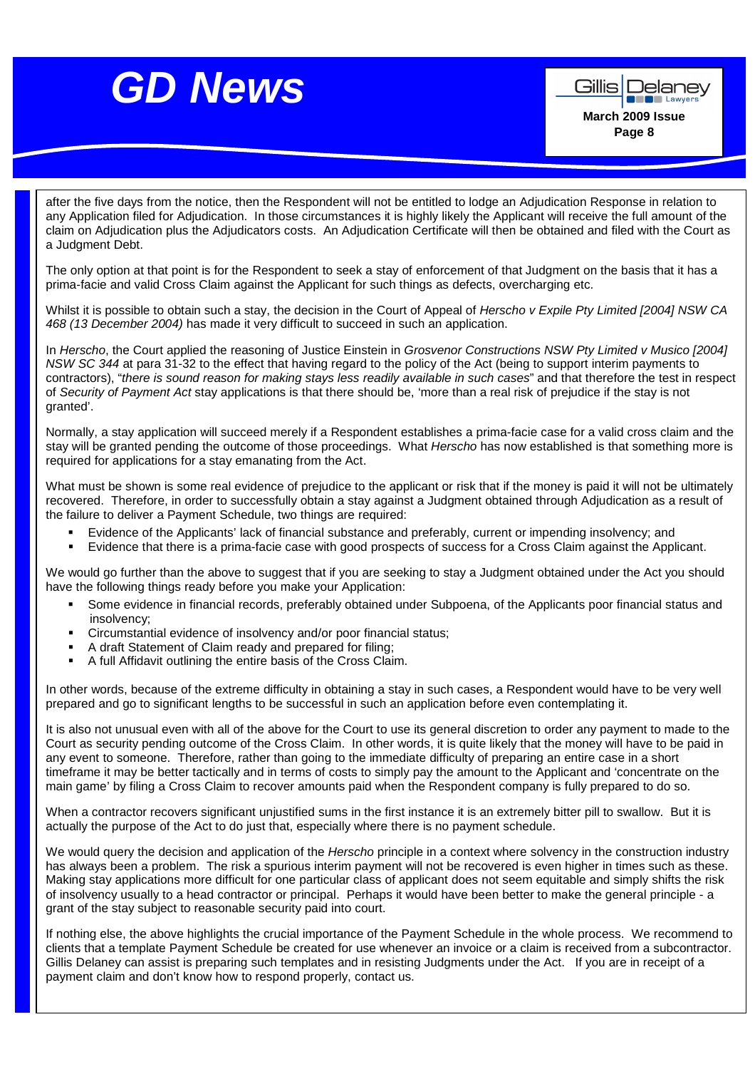after the five days from the notice, then the Respondent will not be entitled to lodge an Adjudication Response in relation to any Application filed for Adjudication. In those circumstances it is highly likely the Applicant will receive the full amount of the claim on Adjudication plus the Adjudicators costs. An Adjudication Certificate will then be obtained and filed with the Court as a Judgment Debt.

The only option at that point is for the Respondent to seek a stay of enforcement of that Judgment on the basis that it has a prima-facie and valid Cross Claim against the Applicant for such things as defects, overcharging etc.

Whilst it is possible to obtain such a stay, the decision in the Court of Appeal of *Herscho v Expile Pty Limited [2004] NSW CA 468 (13 December 2004)* has made it very difficult to succeed in such an application.

In *Herscho*, the Court applied the reasoning of Justice Einstein in *Grosvenor Constructions NSW Pty Limited v Musico [2004] NSW SC 344* at para 31-32 to the effect that having regard to the policy of the Act (being to support interim payments to contractors), "*there is sound reason for making stays less readily available in such cases*" and that therefore the test in respect of *Security of Payment Act* stay applications is that there should be, 'more than a real risk of prejudice if the stay is not granted'.

Normally, a stay application will succeed merely if a Respondent establishes a prima-facie case for a valid cross claim and the stay will be granted pending the outcome of those proceedings. What *Herscho* has now established is that something more is required for applications for a stay emanating from the Act.

What must be shown is some real evidence of prejudice to the applicant or risk that if the money is paid it will not be ultimately recovered. Therefore, in order to successfully obtain a stay against a Judgment obtained through Adjudication as a result of the failure to deliver a Payment Schedule, two things are required:

- Evidence of the Applicants' lack of financial substance and preferably, current or impending insolvency; and
- Evidence that there is a prima-facie case with good prospects of success for a Cross Claim against the Applicant.

We would go further than the above to suggest that if you are seeking to stay a Judgment obtained under the Act you should have the following things ready before you make your Application:

- Some evidence in financial records, preferably obtained under Subpoena, of the Applicants poor financial status and insolvency;
- Circumstantial evidence of insolvency and/or poor financial status;
- A draft Statement of Claim ready and prepared for filing;
- A full Affidavit outlining the entire basis of the Cross Claim.

In other words, because of the extreme difficulty in obtaining a stay in such cases, a Respondent would have to be very well prepared and go to significant lengths to be successful in such an application before even contemplating it.

It is also not unusual even with all of the above for the Court to use its general discretion to order any payment to made to the Court as security pending outcome of the Cross Claim. In other words, it is quite likely that the money will have to be paid in any event to someone. Therefore, rather than going to the immediate difficulty of preparing an entire case in a short timeframe it may be better tactically and in terms of costs to simply pay the amount to the Applicant and 'concentrate on the main game' by filing a Cross Claim to recover amounts paid when the Respondent company is fully prepared to do so.

When a contractor recovers significant unjustified sums in the first instance it is an extremely bitter pill to swallow. But it is actually the purpose of the Act to do just that, especially where there is no payment schedule.

We would query the decision and application of the *Herscho* principle in a context where solvency in the construction industry has always been a problem. The risk a spurious interim payment will not be recovered is even higher in times such as these. Making stay applications more difficult for one particular class of applicant does not seem equitable and simply shifts the risk of insolvency usually to a head contractor or principal. Perhaps it would have been better to make the general principle - a grant of the stay subject to reasonable security paid into court.

If nothing else, the above highlights the crucial importance of the Payment Schedule in the whole process. We recommend to clients that a template Payment Schedule be created for use whenever an invoice or a claim is received from a subcontractor. Gillis Delaney can assist is preparing such templates and in resisting Judgments under the Act. If you are in receipt of a payment claim and don't know how to respond properly, contact us.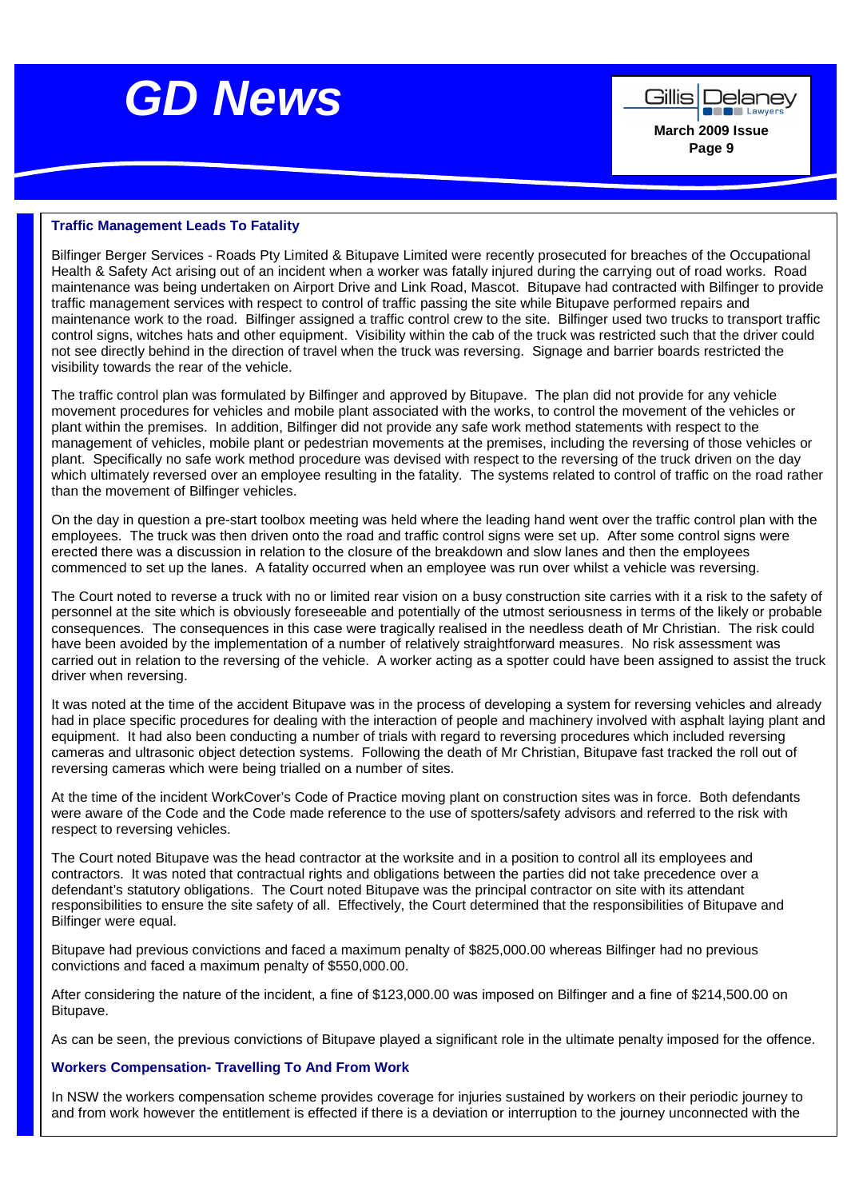## Traffic Management Leads To Fatality

Bilfinger Berger Services - Roads Pty Limited & Bitupave Limited were recently prosecuted for breaches of the Occupational Health & Safety Act arising out of an incident when a worker was fatally injured during the carrying out of road works. Road maintenance was being undertaken on Airport Drive and Link Road, Mascot. Bitupave had contracted with Bilfinger to provide traffic management services with respect to control of traffic passing the site while Bitupave performed repairs and maintenance work to the road. Bilfinger assigned a traffic control crew to the site. Bilfinger used two trucks to transport traffic control signs, witches hats and other equipment. Visibility within the cab of the truck was restricted such that the driver could not see directly behind in the direction of travel when the truck was reversing. Signage and barrier boards restricted the visibility towards the rear of the vehicle.

The traffic control plan was formulated by Bilfinger and approved by Bitupave. The plan did not provide for any vehicle movement procedures for vehicles and mobile plant associated with the works, to control the movement of the vehicles or plant within the premises. In addition, Bilfinger did not provide any safe work method statements with respect to the management of vehicles, mobile plant or pedestrian movements at the premises, including the reversing of those vehicles or plant. Specifically no safe work method procedure was devised with respect to the reversing of the truck driven on the day which ultimately reversed over an employee resulting in the fatality. The systems related to control of traffic on the road rather than the movement of Bilfinger vehicles.

On the day in question a pre-start toolbox meeting was held where the leading hand went over the traffic control plan with the employees. The truck was then driven onto the road and traffic control signs were set up. After some control signs were erected there was a discussion in relation to the closure of the breakdown and slow lanes and then the employees commenced to set up the lanes. A fatality occurred when an employee was run over whilst a vehicle was reversing.

The Court noted to reverse a truck with no or limited rear vision on a busy construction site carries with it a risk to the safety of personnel at the site which is obviously foreseeable and potentially of the utmost seriousness in terms of the likely or probable consequences. The consequences in this case were tragically realised in the needless death of Mr Christian. The risk could have been avoided by the implementation of a number of relatively straightforward measures. No risk assessment was carried out in relation to the reversing of the vehicle. A worker acting as a spotter could have been assigned to assist the truck driver when reversing.

It was noted at the time of the accident Bitupave was in the process of developing a system for reversing vehicles and already had in place specific procedures for dealing with the interaction of people and machinery involved with asphalt laying plant and equipment. It had also been conducting a number of trials with regard to reversing procedures which included reversing cameras and ultrasonic object detection systems. Following the death of Mr Christian, Bitupave fast tracked the roll out of reversing cameras which were being trialled on a number of sites.

At the time of the incident WorkCover's Code of Practice moving plant on construction sites was in force. Both defendants were aware of the Code and the Code made reference to the use of spotters/safety advisors and referred to the risk with respect to reversing vehicles.

The Court noted Bitupave was the head contractor at the worksite and in a position to control all its employees and contractors. It was noted that contractual rights and obligations between the parties did not take precedence over a defendant's statutory obligations. The Court noted Bitupave was the principal contractor on site with its attendant responsibilities to ensure the site safety of all. Effectively, the Court determined that the responsibilities of Bitupave and Bilfinger were equal.

Bitupave had previous convictions and faced a maximum penalty of $825,000.00 whereas Bilfinger had no previous convictions and faced a maximum penalty of $550,000.00.

After considering the nature of the incident, a fine of $123,000.00 was imposed on Bilfinger and a fine of $214,500.00 on Bitupave.

As can be seen, the previous convictions of Bitupave played a significant role in the ultimate penalty imposed for the offence.

## Workers Compensation- Travelling To And From Work

In NSW the workers compensation scheme provides coverage for injuries sustained by workers on their periodic journey to and from work however the entitlement is effected if there is a deviation or interruption to the journey unconnected with the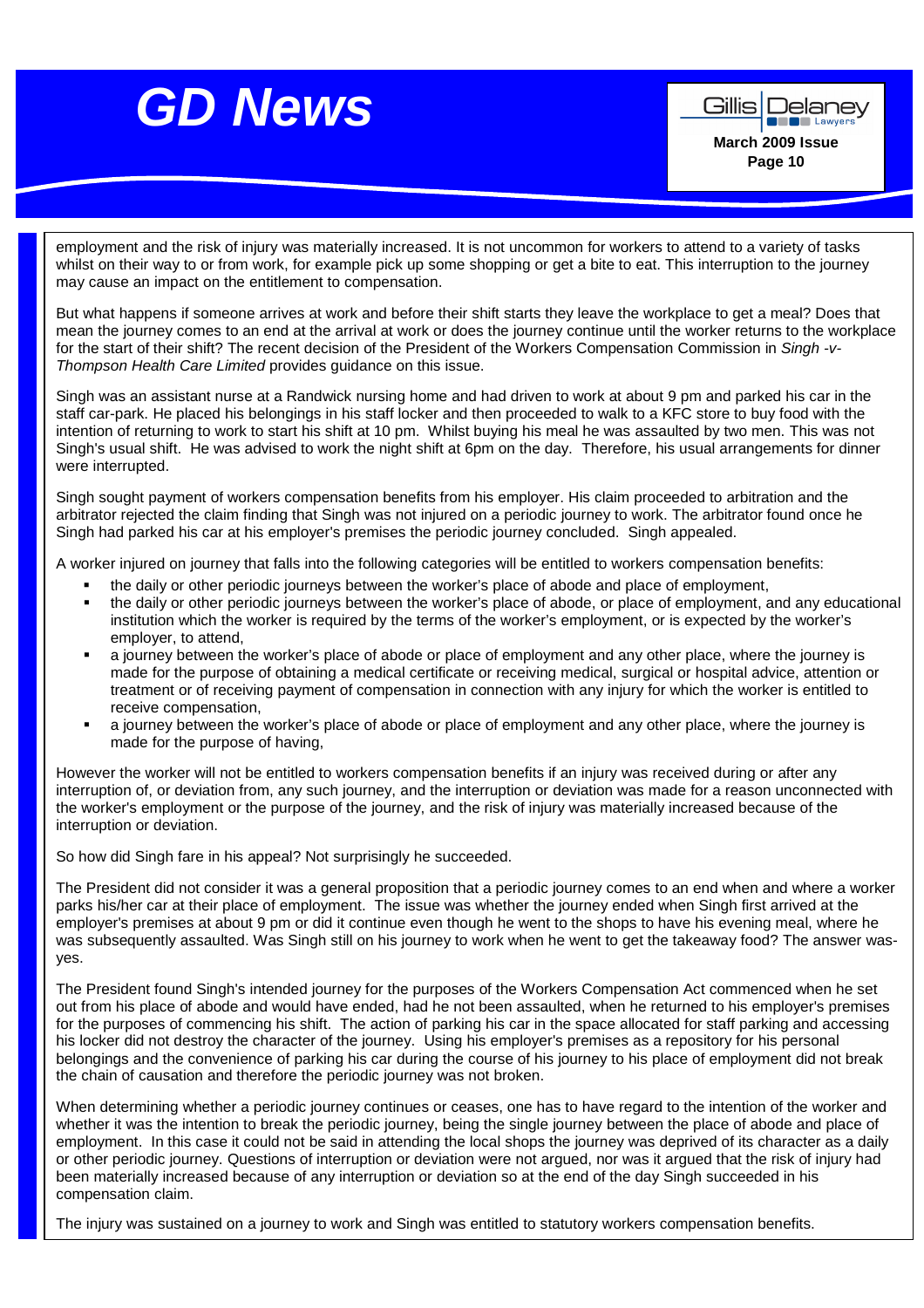employment and the risk of injury was materially increased. It is not uncommon for workers to attend to a variety of tasks whilst on their way to or from work, for example pick up some shopping or get a bite to eat. This interruption to the journey may cause an impact on the entitlement to compensation.

But what happens if someone arrives at work and before their shift starts they leave the workplace to get a meal? Does that mean the journey comes to an end at the arrival at work or does the journey continue until the worker returns to the workplace for the start of their shift? The recent decision of the President of the Workers Compensation Commission in *Singh -v- Thompson Health Care Limited* provides guidance on this issue.

Singh was an assistant nurse at a Randwick nursing home and had driven to work at about 9 pm and parked his car in the staff car-park. He placed his belongings in his staff locker and then proceeded to walk to a KFC store to buy food with the intention of returning to work to start his shift at 10 pm. Whilst buying his meal he was assaulted by two men. This was not Singh's usual shift. He was advised to work the night shift at 6pm on the day. Therefore, his usual arrangements for dinner were interrupted.

Singh sought payment of workers compensation benefits from his employer. His claim proceeded to arbitration and the arbitrator rejected the claim finding that Singh was not injured on a periodic journey to work. The arbitrator found once he Singh had parked his car at his employer's premises the periodic journey concluded. Singh appealed.

A worker injured on journey that falls into the following categories will be entitled to workers compensation benefits:

- the daily or other periodic journeys between the worker's place of abode and place of employment,
- the daily or other periodic journeys between the worker's place of abode, or place of employment, and any educational institution which the worker is required by the terms of the worker's employment, or is expected by the worker's employer, to attend,
- a journey between the worker's place of abode or place of employment and any other place, where the journey is made for the purpose of obtaining a medical certificate or receiving medical, surgical or hospital advice, attention or treatment or of receiving payment of compensation in connection with any injury for which the worker is entitled to receive compensation,
- a journey between the worker's place of abode or place of employment and any other place, where the journey is made for the purpose of having,

However the worker will not be entitled to workers compensation benefits if an injury was received during or after any interruption of, or deviation from, any such journey, and the interruption or deviation was made for a reason unconnected with the worker's employment or the purpose of the journey, and the risk of injury was materially increased because of the interruption or deviation.

So how did Singh fare in his appeal? Not surprisingly he succeeded.

The President did not consider it was a general proposition that a periodic journey comes to an end when and where a worker parks his/her car at their place of employment. The issue was whether the journey ended when Singh first arrived at the employer's premises at about 9 pm or did it continue even though he went to the shops to have his evening meal, where he was subsequently assaulted. Was Singh still on his journey to work when he went to get the takeaway food? The answer was-yes.

The President found Singh's intended journey for the purposes of the Workers Compensation Act commenced when he set out from his place of abode and would have ended, had he not been assaulted, when he returned to his employer's premises for the purposes of commencing his shift. The action of parking his car in the space allocated for staff parking and accessing his locker did not destroy the character of the journey. Using his employer's premises as a repository for his personal belongings and the convenience of parking his car during the course of his journey to his place of employment did not break the chain of causation and therefore the periodic journey was not broken.

When determining whether a periodic journey continues or ceases, one has to have regard to the intention of the worker and whether it was the intention to break the periodic journey, being the single journey between the place of abode and place of employment. In this case it could not be said in attending the local shops the journey was deprived of its character as a daily or other periodic journey. Questions of interruption or deviation were not argued, nor was it argued that the risk of injury had been materially increased because of any interruption or deviation so at the end of the day Singh succeeded in his compensation claim.

The injury was sustained on a journey to work and Singh was entitled to statutory workers compensation benefits.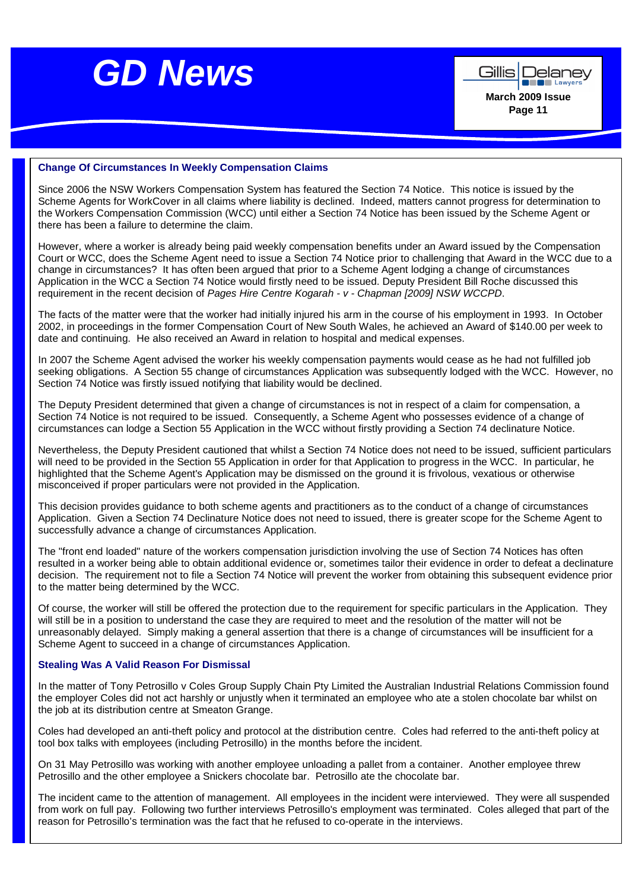## Change Of Circumstances In Weekly Compensation Claims

Since 2006 the NSW Workers Compensation System has featured the Section 74 Notice. This notice is issued by the Scheme Agents for WorkCover in all claims where liability is declined. Indeed, matters cannot progress for determination to the Workers Compensation Commission (WCC) until either a Section 74 Notice has been issued by the Scheme Agent or there has been a failure to determine the claim.

However, where a worker is already being paid weekly compensation benefits under an Award issued by the Compensation Court or WCC, does the Scheme Agent need to issue a Section 74 Notice prior to challenging that Award in the WCC due to a change in circumstances? It has often been argued that prior to a Scheme Agent lodging a change of circumstances Application in the WCC a Section 74 Notice would firstly need to be issued. Deputy President Bill Roche discussed this requirement in the recent decision of *Pages Hire Centre Kogarah - v - Chapman [2009] NSW WCCPD*.

The facts of the matter were that the worker had initially injured his arm in the course of his employment in 1993. In October 2002, in proceedings in the former Compensation Court of New South Wales, he achieved an Award of $140.00 per week to date and continuing. He also received an Award in relation to hospital and medical expenses.

In 2007 the Scheme Agent advised the worker his weekly compensation payments would cease as he had not fulfilled job seeking obligations. A Section 55 change of circumstances Application was subsequently lodged with the WCC. However, no Section 74 Notice was firstly issued notifying that liability would be declined.

The Deputy President determined that given a change of circumstances is not in respect of a claim for compensation, a Section 74 Notice is not required to be issued. Consequently, a Scheme Agent who possesses evidence of a change of circumstances can lodge a Section 55 Application in the WCC without firstly providing a Section 74 declinature Notice.

Nevertheless, the Deputy President cautioned that whilst a Section 74 Notice does not need to be issued, sufficient particulars will need to be provided in the Section 55 Application in order for that Application to progress in the WCC. In particular, he highlighted that the Scheme Agent's Application may be dismissed on the ground it is frivolous, vexatious or otherwise misconceived if proper particulars were not provided in the Application.

This decision provides guidance to both scheme agents and practitioners as to the conduct of a change of circumstances Application. Given a Section 74 Declinature Notice does not need to issued, there is greater scope for the Scheme Agent to successfully advance a change of circumstances Application.

The "front end loaded" nature of the workers compensation jurisdiction involving the use of Section 74 Notices has often resulted in a worker being able to obtain additional evidence or, sometimes tailor their evidence in order to defeat a declinature decision. The requirement not to file a Section 74 Notice will prevent the worker from obtaining this subsequent evidence prior to the matter being determined by the WCC.

Of course, the worker will still be offered the protection due to the requirement for specific particulars in the Application. They will still be in a position to understand the case they are required to meet and the resolution of the matter will not be unreasonably delayed. Simply making a general assertion that there is a change of circumstances will be insufficient for a Scheme Agent to succeed in a change of circumstances Application.

## Stealing Was A Valid Reason For Dismissal

In the matter of Tony Petrosillo v Coles Group Supply Chain Pty Limited the Australian Industrial Relations Commission found the employer Coles did not act harshly or unjustly when it terminated an employee who ate a stolen chocolate bar whilst on the job at its distribution centre at Smeaton Grange.

Coles had developed an anti-theft policy and protocol at the distribution centre. Coles had referred to the anti-theft policy at tool box talks with employees (including Petrosillo) in the months before the incident.

On 31 May Petrosillo was working with another employee unloading a pallet from a container. Another employee threw Petrosillo and the other employee a Snickers chocolate bar. Petrosillo ate the chocolate bar.

The incident came to the attention of management. All employees in the incident were interviewed. They were all suspended from work on full pay. Following two further interviews Petrosillo's employment was terminated. Coles alleged that part of the reason for Petrosillo's termination was the fact that he refused to co-operate in the interviews.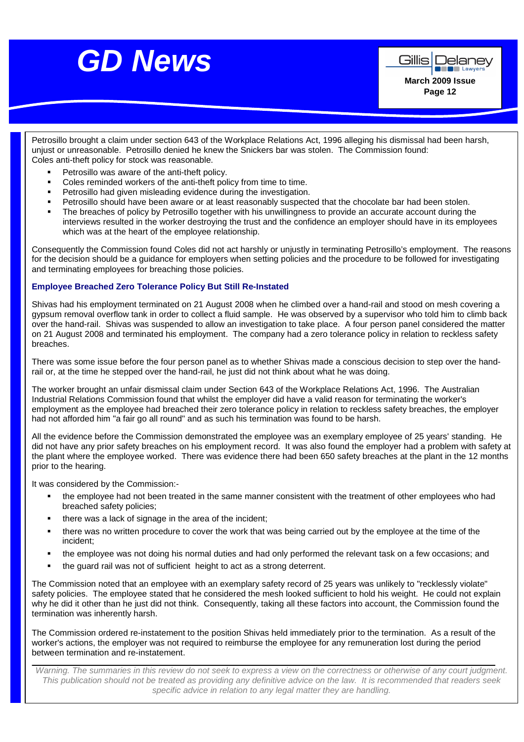Petrosillo brought a claim under section 643 of the Workplace Relations Act, 1996 alleging his dismissal had been harsh, unjust or unreasonable. Petrosillo denied he knew the Snickers bar was stolen. The Commission found:
Coles anti-theft policy for stock was reasonable.

- Petrosillo was aware of the anti-theft policy.
- Coles reminded workers of the anti-theft policy from time to time.
- Petrosillo had given misleading evidence during the investigation.
- Petrosillo should have been aware or at least reasonably suspected that the chocolate bar had been stolen.
- The breaches of policy by Petrosillo together with his unwillingness to provide an accurate account during the interviews resulted in the worker destroying the trust and the confidence an employer should have in its employees which was at the heart of the employee relationship.

Consequently the Commission found Coles did not act harshly or unjustly in terminating Petrosillo's employment. The reasons for the decision should be a guidance for employers when setting policies and the procedure to be followed for investigating and terminating employees for breaching those policies.

### Employee Breached Zero Tolerance Policy But Still Re-Instated

Shivas had his employment terminated on 21 August 2008 when he climbed over a hand-rail and stood on mesh covering a gypsum removal overflow tank in order to collect a fluid sample. He was observed by a supervisor who told him to climb back over the hand-rail. Shivas was suspended to allow an investigation to take place. A four person panel considered the matter on 21 August 2008 and terminated his employment. The company had a zero tolerance policy in relation to reckless safety breaches.

There was some issue before the four person panel as to whether Shivas made a conscious decision to step over the hand-rail or, at the time he stepped over the hand-rail, he just did not think about what he was doing.

The worker brought an unfair dismissal claim under Section 643 of the Workplace Relations Act, 1996. The Australian Industrial Relations Commission found that whilst the employer did have a valid reason for terminating the worker's employment as the employee had breached their zero tolerance policy in relation to reckless safety breaches, the employer had not afforded him "a fair go all round" and as such his termination was found to be harsh.

All the evidence before the Commission demonstrated the employee was an exemplary employee of 25 years' standing. He did not have any prior safety breaches on his employment record. It was also found the employer had a problem with safety at the plant where the employee worked. There was evidence there had been 650 safety breaches at the plant in the 12 months prior to the hearing.

It was considered by the Commission:-

- the employee had not been treated in the same manner consistent with the treatment of other employees who had breached safety policies;
- there was a lack of signage in the area of the incident;
- there was no written procedure to cover the work that was being carried out by the employee at the time of the incident;
- the employee was not doing his normal duties and had only performed the relevant task on a few occasions; and
- the guard rail was not of sufficient height to act as a strong deterrent.

The Commission noted that an employee with an exemplary safety record of 25 years was unlikely to "recklessly violate" safety policies. The employee stated that he considered the mesh looked sufficient to hold his weight. He could not explain why he did it other than he just did not think. Consequently, taking all these factors into account, the Commission found the termination was inherently harsh.

The Commission ordered re-instatement to the position Shivas held immediately prior to the termination. As a result of the worker's actions, the employer was not required to reimburse the employee for any remuneration lost during the period between termination and re-instatement.

---

*Warning. The summaries in this review do not seek to express a view on the correctness or otherwise of any court judgment. This publication should not be treated as providing any definitive advice on the law. It is recommended that readers seek specific advice in relation to any legal matter they are handling.*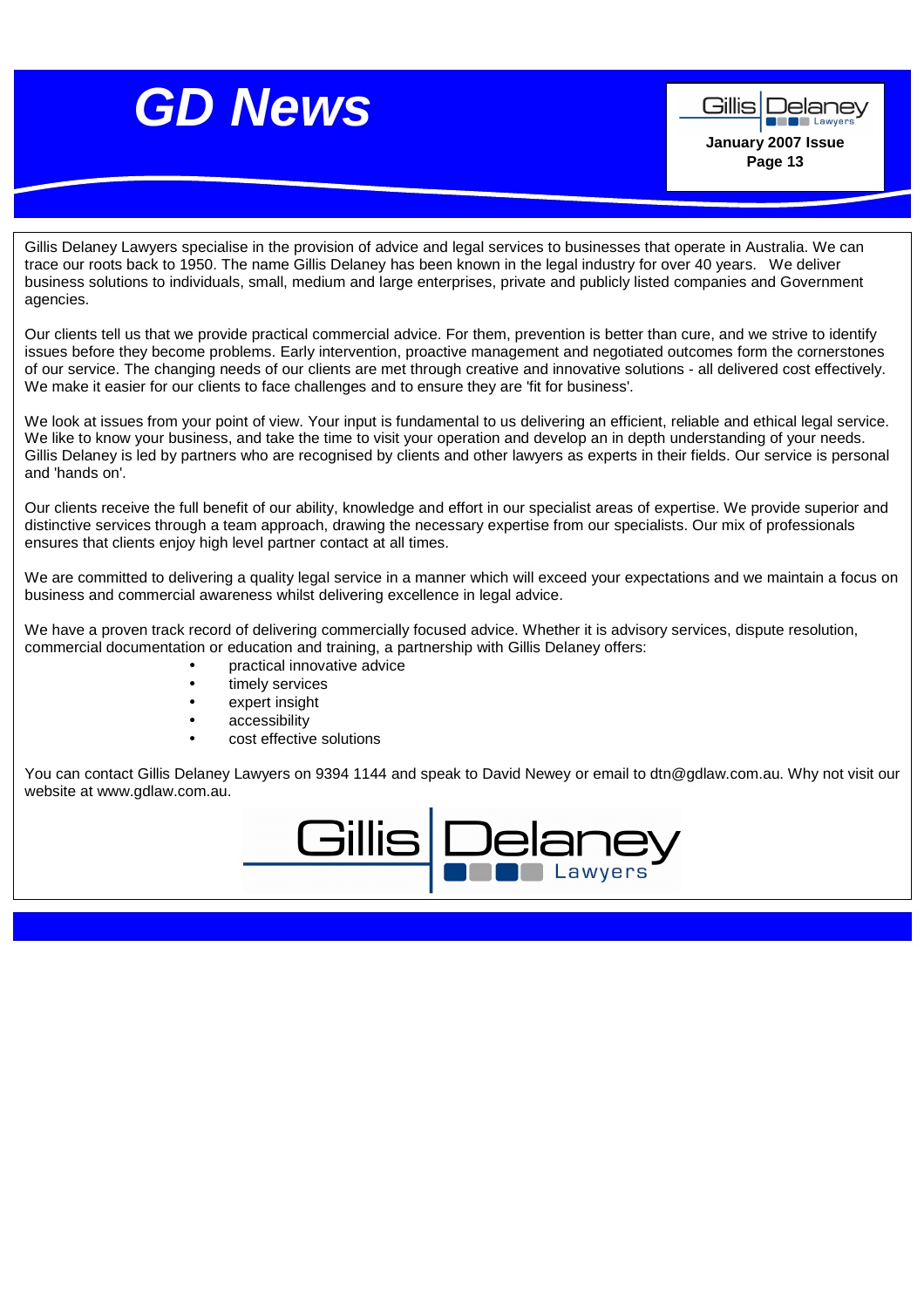Gillis Delaney Lawyers specialise in the provision of advice and legal services to businesses that operate in Australia. We can trace our roots back to 1950. The name Gillis Delaney has been known in the legal industry for over 40 years. We deliver business solutions to individuals, small, medium and large enterprises, private and publicly listed companies and Government agencies.

Our clients tell us that we provide practical commercial advice. For them, prevention is better than cure, and we strive to identify issues before they become problems. Early intervention, proactive management and negotiated outcomes form the cornerstones of our service. The changing needs of our clients are met through creative and innovative solutions - all delivered cost effectively. We make it easier for our clients to face challenges and to ensure they are 'fit for business'.

We look at issues from your point of view. Your input is fundamental to us delivering an efficient, reliable and ethical legal service. We like to know your business, and take the time to visit your operation and develop an in depth understanding of your needs. Gillis Delaney is led by partners who are recognised by clients and other lawyers as experts in their fields. Our service is personal and 'hands on'.

Our clients receive the full benefit of our ability, knowledge and effort in our specialist areas of expertise. We provide superior and distinctive services through a team approach, drawing the necessary expertise from our specialists. Our mix of professionals ensures that clients enjoy high level partner contact at all times.

We are committed to delivering a quality legal service in a manner which will exceed your expectations and we maintain a focus on business and commercial awareness whilst delivering excellence in legal advice.

We have a proven track record of delivering commercially focused advice. Whether it is advisory services, dispute resolution, commercial documentation or education and training, a partnership with Gillis Delaney offers:

- practical innovative advice
- timely services
- expert insight
- accessibility
- cost effective solutions

You can contact Gillis Delaney Lawyers on 9394 1144 and speak to David Newey or email to dtn@gdlaw.com.au. Why not visit our website at www.gdlaw.com.au.

Gillis Delaney Lawyers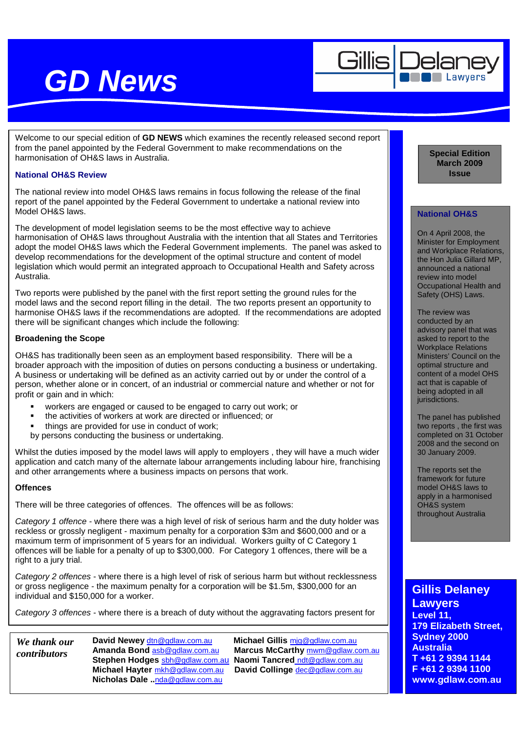# GD News

Gillis Delaney Lawyers

Welcome to our special edition of **GD NEWS** which examines the recently released second report from the panel appointed by the Federal Government to make recommendations on the harmonisation of OH&S laws in Australia.

### National OH&S Review

The national review into model OH&S laws remains in focus following the release of the final report of the panel appointed by the Federal Government to undertake a national review into Model OH&S laws.

The development of model legislation seems to be the most effective way to achieve harmonisation of OH&S laws throughout Australia with the intention that all States and Territories adopt the model OH&S laws which the Federal Government implements. The panel was asked to develop recommendations for the development of the optimal structure and content of model legislation which would permit an integrated approach to Occupational Health and Safety across Australia.

Two reports were published by the panel with the first report setting the ground rules for the model laws and the second report filling in the detail. The two reports present an opportunity to harmonise OH&S laws if the recommendations are adopted. If the recommendations are adopted there will be significant changes which include the following:

### Broadening the Scope

OH&S has traditionally been seen as an employment based responsibility. There will be a broader approach with the imposition of duties on persons conducting a business or undertaking. A business or undertaking will be defined as an activity carried out by or under the control of a person, whether alone or in concert, of an industrial or commercial nature and whether or not for profit or gain and in which:

- workers are engaged or caused to be engaged to carry out work; or
- the activities of workers at work are directed or influenced; or
- things are provided for use in conduct of work;

by persons conducting the business or undertaking.

Whilst the duties imposed by the model laws will apply to employers , they will have a much wider application and catch many of the alternate labour arrangements including labour hire, franchising and other arrangements where a business impacts on persons that work.

### Offences

There will be three categories of offences. The offences will be as follows:

*Category 1 offence* - where there was a high level of risk of serious harm and the duty holder was reckless or grossly negligent - maximum penalty for a corporation $3m and $600,000 and or a maximum term of imprisonment of 5 years for an individual. Workers guilty of C Category 1 offences will be liable for a penalty of up to $300,000. For Category 1 offences, there will be a right to a jury trial.

*Category 2 offences* - where there is a high level of risk of serious harm but without recklessness or gross negligence - the maximum penalty for a corporation will be $1.5m, $300,000 for an individual and $150,000 for a worker.

*Category 3 offences* - where there is a breach of duty without the aggravating factors present for

**Special Edition**
**March 2009**
**Issue**

### National OH&S

On 4 April 2008, the Minister for Employment and Workplace Relations, the Hon Julia Gillard MP, announced a national review into model Occupational Health and Safety (OHS) Laws.

The review was conducted by an advisory panel that was asked to report to the Workplace Relations Ministers' Council on the optimal structure and content of a model OHS act that is capable of being adopted in all jurisdictions.

The panel has published two reports , the first was completed on 31 October 2008 and the second on 30 January 2009.

The reports set the framework for future model OH&S laws to apply in a harmonised OH&S system throughout Australia

***We thank our contributors***

**David Newey** dtn@gdlaw.com.au
**Amanda Bond** asb@gdlaw.com.au
**Stephen Hodges** sbh@gdlaw.com.au
**Michael Hayter** mkh@gdlaw.com.au
**Nicholas Dale** ..nda@gdlaw.com.au
**Michael Gillis** mjg@gdlaw.com.au
**Marcus McCarthy** mwm@gdlaw.com.au
**Naomi Tancred** ndt@gdlaw.com.au
**David Collinge** dec@gdlaw.com.au

**Gillis Delaney Lawyers**
**Level 11,**
**179 Elizabeth Street,**
**Sydney 2000**
**Australia**
**T +61 2 9394 1144**
**F +61 2 9394 1100**
**www.gdlaw.com.au**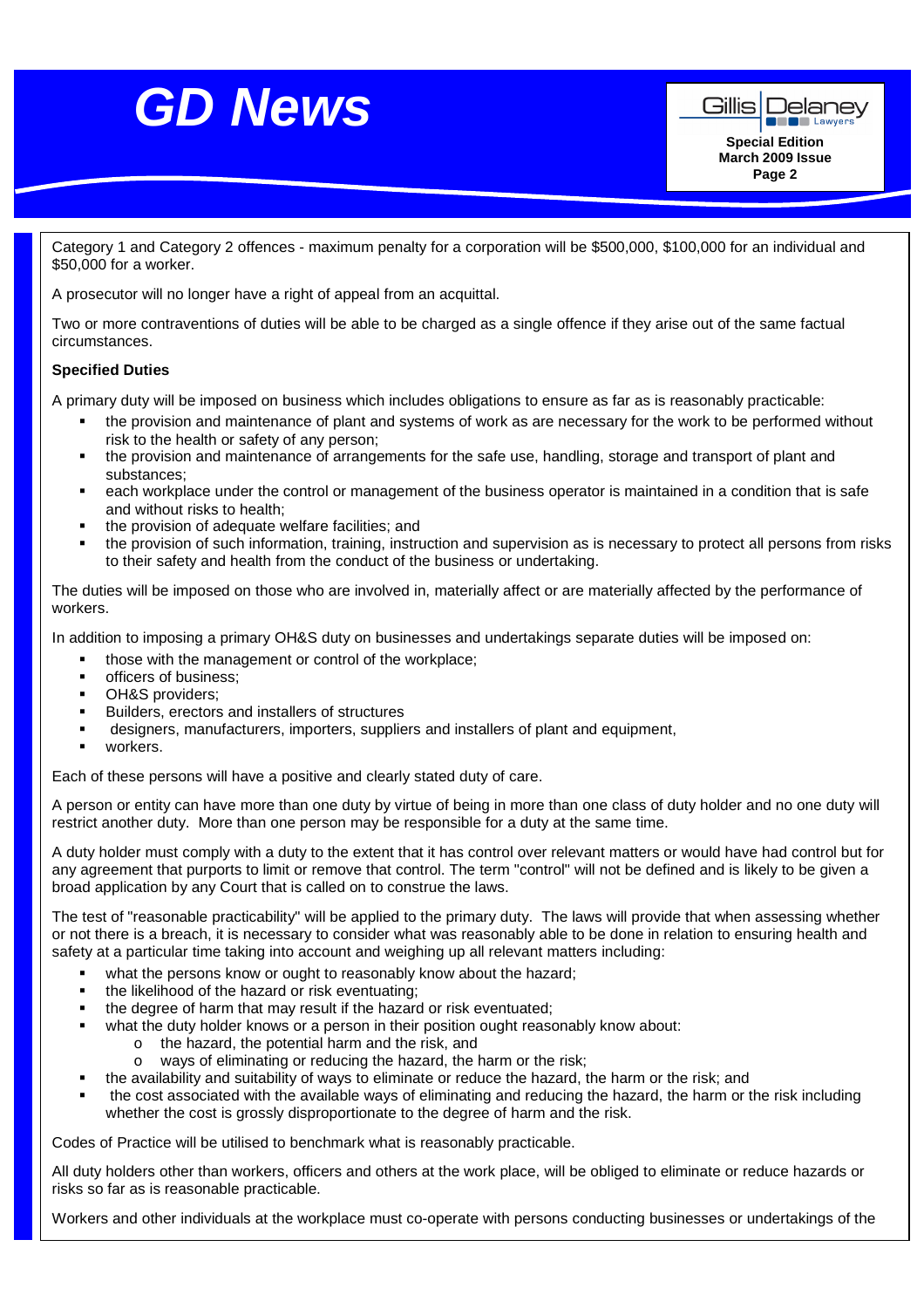Category 1 and Category 2 offences - maximum penalty for a corporation will be $500,000, $100,000 for an individual and $50,000 for a worker.

A prosecutor will no longer have a right of appeal from an acquittal.

Two or more contraventions of duties will be able to be charged as a single offence if they arise out of the same factual circumstances.

**Specified Duties**

A primary duty will be imposed on business which includes obligations to ensure as far as is reasonably practicable:

- the provision and maintenance of plant and systems of work as are necessary for the work to be performed without risk to the health or safety of any person;
- the provision and maintenance of arrangements for the safe use, handling, storage and transport of plant and substances;
- each workplace under the control or management of the business operator is maintained in a condition that is safe and without risks to health;
- the provision of adequate welfare facilities; and
- the provision of such information, training, instruction and supervision as is necessary to protect all persons from risks to their safety and health from the conduct of the business or undertaking.

The duties will be imposed on those who are involved in, materially affect or are materially affected by the performance of workers.

In addition to imposing a primary OH&S duty on businesses and undertakings separate duties will be imposed on:

- those with the management or control of the workplace;
- officers of business;
- OH&S providers;
- Builders, erectors and installers of structures
- designers, manufacturers, importers, suppliers and installers of plant and equipment,
- workers.

Each of these persons will have a positive and clearly stated duty of care.

A person or entity can have more than one duty by virtue of being in more than one class of duty holder and no one duty will restrict another duty. More than one person may be responsible for a duty at the same time.

A duty holder must comply with a duty to the extent that it has control over relevant matters or would have had control but for any agreement that purports to limit or remove that control. The term "control" will not be defined and is likely to be given a broad application by any Court that is called on to construe the laws.

The test of "reasonable practicability" will be applied to the primary duty. The laws will provide that when assessing whether or not there is a breach, it is necessary to consider what was reasonably able to be done in relation to ensuring health and safety at a particular time taking into account and weighing up all relevant matters including:

- what the persons know or ought to reasonably know about the hazard;
- the likelihood of the hazard or risk eventuating;
- the degree of harm that may result if the hazard or risk eventuated;
- what the duty holder knows or a person in their position ought reasonably know about:
  - the hazard, the potential harm and the risk, and
  - ways of eliminating or reducing the hazard, the harm or the risk;
- the availability and suitability of ways to eliminate or reduce the hazard, the harm or the risk; and
- the cost associated with the available ways of eliminating and reducing the hazard, the harm or the risk including whether the cost is grossly disproportionate to the degree of harm and the risk.

Codes of Practice will be utilised to benchmark what is reasonably practicable.

All duty holders other than workers, officers and others at the work place, will be obliged to eliminate or reduce hazards or risks so far as is reasonable practicable.

Workers and other individuals at the workplace must co-operate with persons conducting businesses or undertakings of the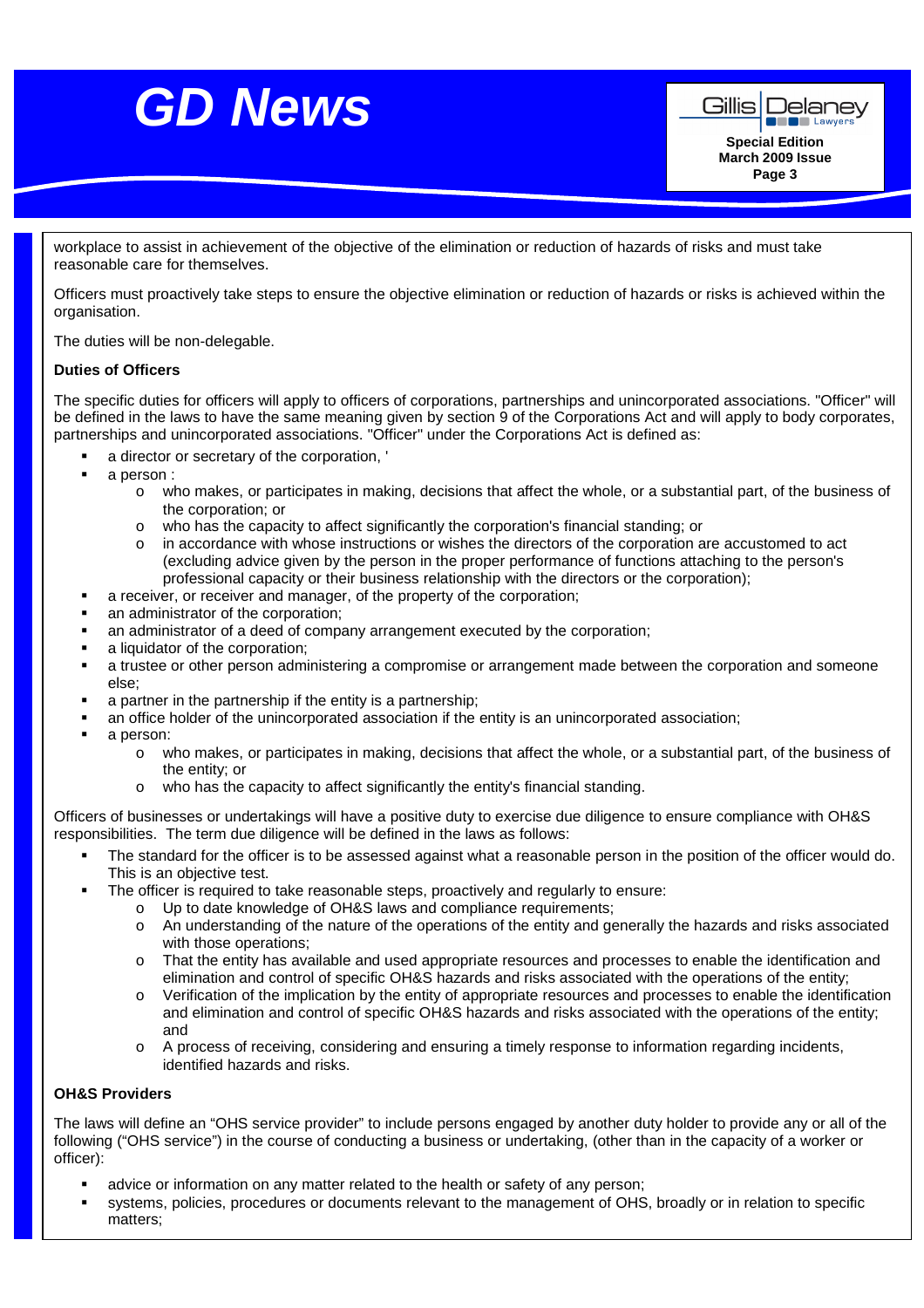workplace to assist in achievement of the objective of the elimination or reduction of hazards of risks and must take reasonable care for themselves.

Officers must proactively take steps to ensure the objective elimination or reduction of hazards or risks is achieved within the organisation.

The duties will be non-delegable.

**Duties of Officers**

The specific duties for officers will apply to officers of corporations, partnerships and unincorporated associations. "Officer" will be defined in the laws to have the same meaning given by section 9 of the Corporations Act and will apply to body corporates, partnerships and unincorporated associations. "Officer" under the Corporations Act is defined as:

- a director or secretary of the corporation, '
- a person :
  - who makes, or participates in making, decisions that affect the whole, or a substantial part, of the business of the corporation; or
  - who has the capacity to affect significantly the corporation's financial standing; or
  - in accordance with whose instructions or wishes the directors of the corporation are accustomed to act (excluding advice given by the person in the proper performance of functions attaching to the person's professional capacity or their business relationship with the directors or the corporation);
- a receiver, or receiver and manager, of the property of the corporation;
- an administrator of the corporation;
- an administrator of a deed of company arrangement executed by the corporation;
- a liquidator of the corporation;
- a trustee or other person administering a compromise or arrangement made between the corporation and someone else;
- a partner in the partnership if the entity is a partnership;
- an office holder of the unincorporated association if the entity is an unincorporated association;
- a person:
  - who makes, or participates in making, decisions that affect the whole, or a substantial part, of the business of the entity; or
  - who has the capacity to affect significantly the entity's financial standing.

Officers of businesses or undertakings will have a positive duty to exercise due diligence to ensure compliance with OH&S responsibilities. The term due diligence will be defined in the laws as follows:

- The standard for the officer is to be assessed against what a reasonable person in the position of the officer would do. This is an objective test.
- The officer is required to take reasonable steps, proactively and regularly to ensure:
  - Up to date knowledge of OH&S laws and compliance requirements;
  - An understanding of the nature of the operations of the entity and generally the hazards and risks associated with those operations;
  - That the entity has available and used appropriate resources and processes to enable the identification and elimination and control of specific OH&S hazards and risks associated with the operations of the entity;
  - Verification of the implication by the entity of appropriate resources and processes to enable the identification and elimination and control of specific OH&S hazards and risks associated with the operations of the entity; and
  - A process of receiving, considering and ensuring a timely response to information regarding incidents, identified hazards and risks.

**OH&S Providers**

The laws will define an "OHS service provider" to include persons engaged by another duty holder to provide any or all of the following ("OHS service") in the course of conducting a business or undertaking, (other than in the capacity of a worker or officer):

- advice or information on any matter related to the health or safety of any person;
- systems, policies, procedures or documents relevant to the management of OHS, broadly or in relation to specific matters;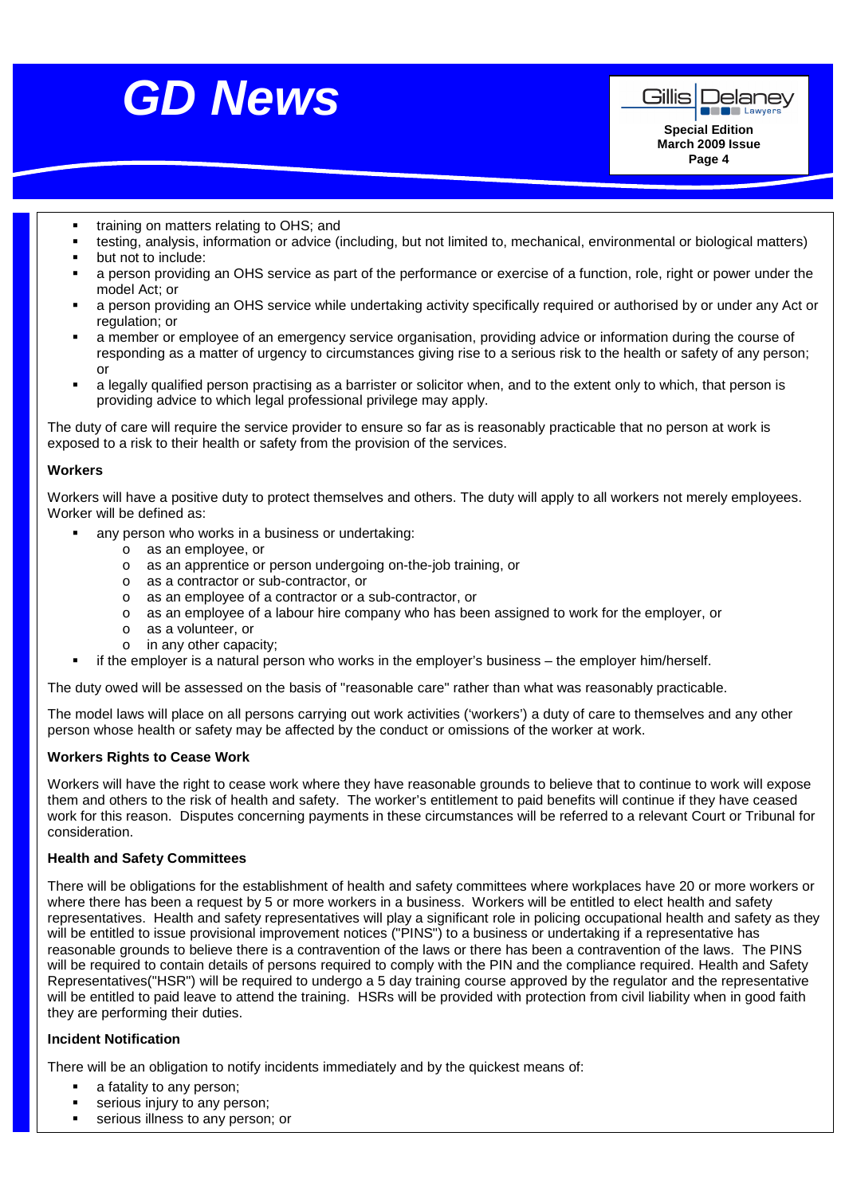- training on matters relating to OHS; and
- testing, analysis, information or advice (including, but not limited to, mechanical, environmental or biological matters)
- but not to include:
- a person providing an OHS service as part of the performance or exercise of a function, role, right or power under the model Act; or
- a person providing an OHS service while undertaking activity specifically required or authorised by or under any Act or regulation; or
- a member or employee of an emergency service organisation, providing advice or information during the course of responding as a matter of urgency to circumstances giving rise to a serious risk to the health or safety of any person; or
- a legally qualified person practising as a barrister or solicitor when, and to the extent only to which, that person is providing advice to which legal professional privilege may apply.

The duty of care will require the service provider to ensure so far as is reasonably practicable that no person at work is exposed to a risk to their health or safety from the provision of the services.

**Workers**

Workers will have a positive duty to protect themselves and others. The duty will apply to all workers not merely employees. Worker will be defined as:

- any person who works in a business or undertaking:
  - as an employee, or
  - as an apprentice or person undergoing on-the-job training, or
  - as a contractor or sub-contractor, or
  - as an employee of a contractor or a sub-contractor, or
  - as an employee of a labour hire company who has been assigned to work for the employer, or
  - as a volunteer, or
  - in any other capacity;
- if the employer is a natural person who works in the employer's business – the employer him/herself.

The duty owed will be assessed on the basis of "reasonable care" rather than what was reasonably practicable.

The model laws will place on all persons carrying out work activities ('workers') a duty of care to themselves and any other person whose health or safety may be affected by the conduct or omissions of the worker at work.

**Workers Rights to Cease Work**

Workers will have the right to cease work where they have reasonable grounds to believe that to continue to work will expose them and others to the risk of health and safety. The worker's entitlement to paid benefits will continue if they have ceased work for this reason. Disputes concerning payments in these circumstances will be referred to a relevant Court or Tribunal for consideration.

**Health and Safety Committees**

There will be obligations for the establishment of health and safety committees where workplaces have 20 or more workers or where there has been a request by 5 or more workers in a business. Workers will be entitled to elect health and safety representatives. Health and safety representatives will play a significant role in policing occupational health and safety as they will be entitled to issue provisional improvement notices ("PINS") to a business or undertaking if a representative has reasonable grounds to believe there is a contravention of the laws or there has been a contravention of the laws. The PINS will be required to contain details of persons required to comply with the PIN and the compliance required. Health and Safety Representatives("HSR") will be required to undergo a 5 day training course approved by the regulator and the representative will be entitled to paid leave to attend the training. HSRs will be provided with protection from civil liability when in good faith they are performing their duties.

**Incident Notification**

There will be an obligation to notify incidents immediately and by the quickest means of:

- a fatality to any person;
- serious injury to any person;
- serious illness to any person; or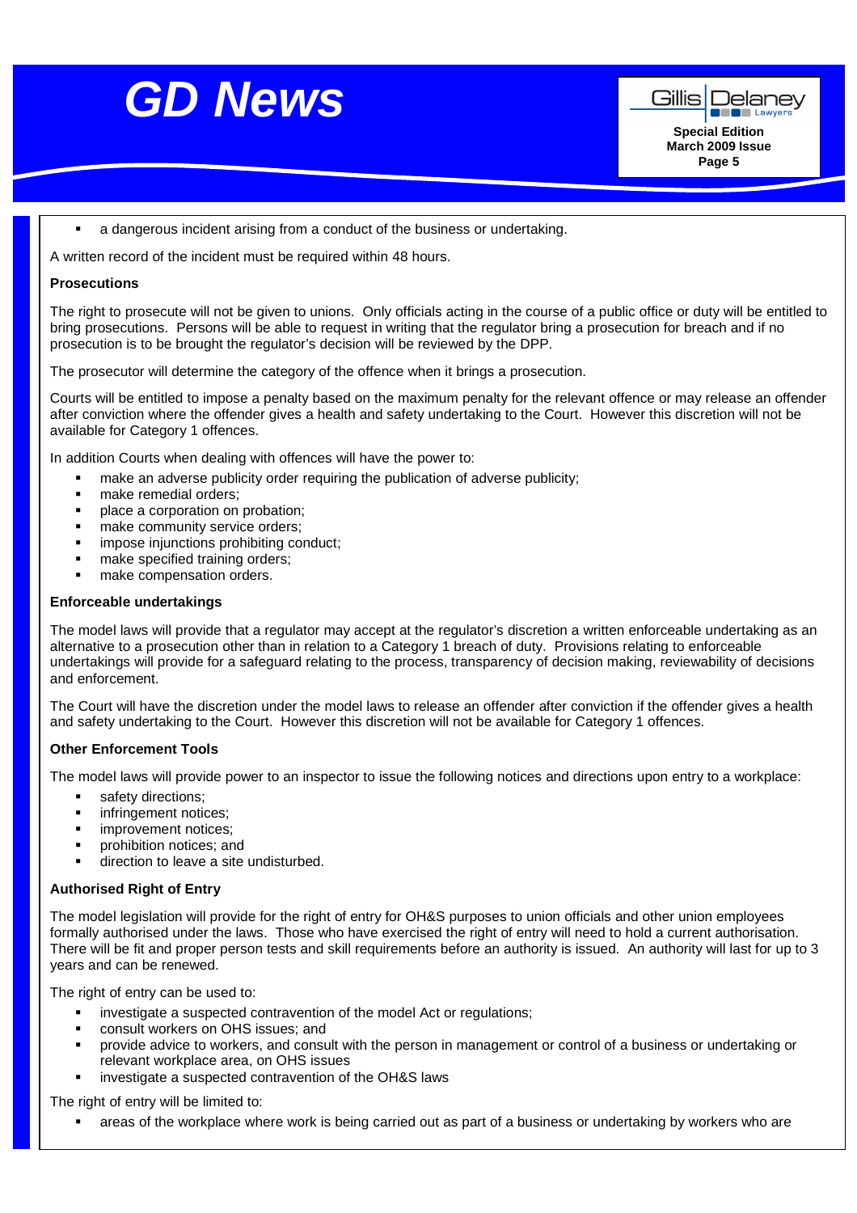- a dangerous incident arising from a conduct of the business or undertaking.

A written record of the incident must be required within 48 hours.

**Prosecutions**

The right to prosecute will not be given to unions. Only officials acting in the course of a public office or duty will be entitled to bring prosecutions. Persons will be able to request in writing that the regulator bring a prosecution for breach and if no prosecution is to be brought the regulator's decision will be reviewed by the DPP.

The prosecutor will determine the category of the offence when it brings a prosecution.

Courts will be entitled to impose a penalty based on the maximum penalty for the relevant offence or may release an offender after conviction where the offender gives a health and safety undertaking to the Court. However this discretion will not be available for Category 1 offences.

In addition Courts when dealing with offences will have the power to:

- make an adverse publicity order requiring the publication of adverse publicity;
- make remedial orders;
- place a corporation on probation;
- make community service orders;
- impose injunctions prohibiting conduct;
- make specified training orders;
- make compensation orders.

**Enforceable undertakings**

The model laws will provide that a regulator may accept at the regulator's discretion a written enforceable undertaking as an alternative to a prosecution other than in relation to a Category 1 breach of duty. Provisions relating to enforceable undertakings will provide for a safeguard relating to the process, transparency of decision making, reviewability of decisions and enforcement.

The Court will have the discretion under the model laws to release an offender after conviction if the offender gives a health and safety undertaking to the Court. However this discretion will not be available for Category 1 offences.

**Other Enforcement Tools**

The model laws will provide power to an inspector to issue the following notices and directions upon entry to a workplace:

- safety directions;
- infringement notices;
- improvement notices;
- prohibition notices; and
- direction to leave a site undisturbed.

**Authorised Right of Entry**

The model legislation will provide for the right of entry for OH&S purposes to union officials and other union employees formally authorised under the laws. Those who have exercised the right of entry will need to hold a current authorisation. There will be fit and proper person tests and skill requirements before an authority is issued. An authority will last for up to 3 years and can be renewed.

The right of entry can be used to:

- investigate a suspected contravention of the model Act or regulations;
- consult workers on OHS issues; and
- provide advice to workers, and consult with the person in management or control of a business or undertaking or relevant workplace area, on OHS issues
- investigate a suspected contravention of the OH&S laws

The right of entry will be limited to:

- areas of the workplace where work is being carried out as part of a business or undertaking by workers who are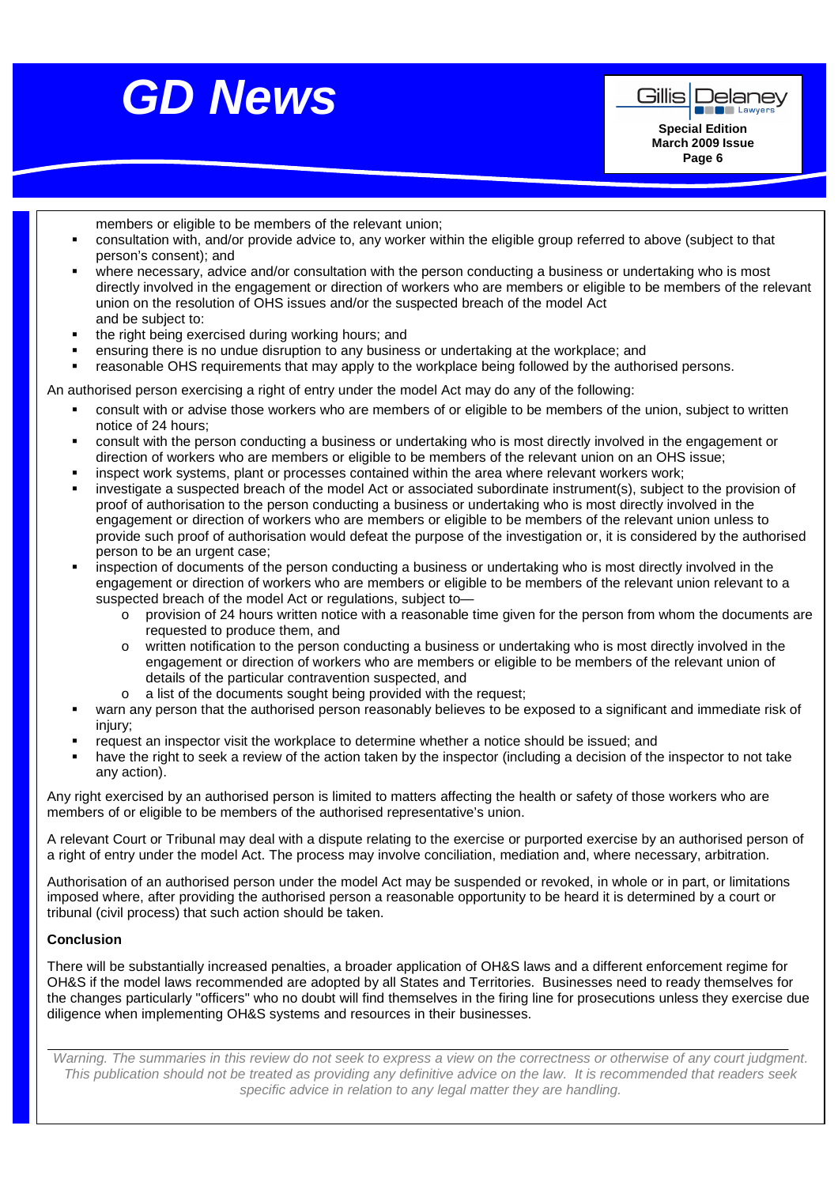members or eligible to be members of the relevant union;

- consultation with, and/or provide advice to, any worker within the eligible group referred to above (subject to that person's consent); and
- where necessary, advice and/or consultation with the person conducting a business or undertaking who is most directly involved in the engagement or direction of workers who are members or eligible to be members of the relevant union on the resolution of OHS issues and/or the suspected breach of the model Act

  and be subject to:
- the right being exercised during working hours; and
- ensuring there is no undue disruption to any business or undertaking at the workplace; and
- reasonable OHS requirements that may apply to the workplace being followed by the authorised persons.

An authorised person exercising a right of entry under the model Act may do any of the following:

- consult with or advise those workers who are members of or eligible to be members of the union, subject to written notice of 24 hours;
- consult with the person conducting a business or undertaking who is most directly involved in the engagement or direction of workers who are members or eligible to be members of the relevant union on an OHS issue;
- inspect work systems, plant or processes contained within the area where relevant workers work;
- investigate a suspected breach of the model Act or associated subordinate instrument(s), subject to the provision of proof of authorisation to the person conducting a business or undertaking who is most directly involved in the engagement or direction of workers who are members or eligible to be members of the relevant union unless to provide such proof of authorisation would defeat the purpose of the investigation or, it is considered by the authorised person to be an urgent case;
- inspection of documents of the person conducting a business or undertaking who is most directly involved in the engagement or direction of workers who are members or eligible to be members of the relevant union relevant to a suspected breach of the model Act or regulations, subject to—
  - provision of 24 hours written notice with a reasonable time given for the person from whom the documents are requested to produce them, and
  - written notification to the person conducting a business or undertaking who is most directly involved in the engagement or direction of workers who are members or eligible to be members of the relevant union of details of the particular contravention suspected, and
  - a list of the documents sought being provided with the request;
- warn any person that the authorised person reasonably believes to be exposed to a significant and immediate risk of injury;
- request an inspector visit the workplace to determine whether a notice should be issued; and
- have the right to seek a review of the action taken by the inspector (including a decision of the inspector to not take any action).

Any right exercised by an authorised person is limited to matters affecting the health or safety of those workers who are members of or eligible to be members of the authorised representative's union.

A relevant Court or Tribunal may deal with a dispute relating to the exercise or purported exercise by an authorised person of a right of entry under the model Act. The process may involve conciliation, mediation and, where necessary, arbitration.

Authorisation of an authorised person under the model Act may be suspended or revoked, in whole or in part, or limitations imposed where, after providing the authorised person a reasonable opportunity to be heard it is determined by a court or tribunal (civil process) that such action should be taken.

**Conclusion**

There will be substantially increased penalties, a broader application of OH&S laws and a different enforcement regime for OH&S if the model laws recommended are adopted by all States and Territories. Businesses need to ready themselves for the changes particularly "officers" who no doubt will find themselves in the firing line for prosecutions unless they exercise due diligence when implementing OH&S systems and resources in their businesses.

---

*Warning. The summaries in this review do not seek to express a view on the correctness or otherwise of any court judgment. This publication should not be treated as providing any definitive advice on the law. It is recommended that readers seek specific advice in relation to any legal matter they are handling.*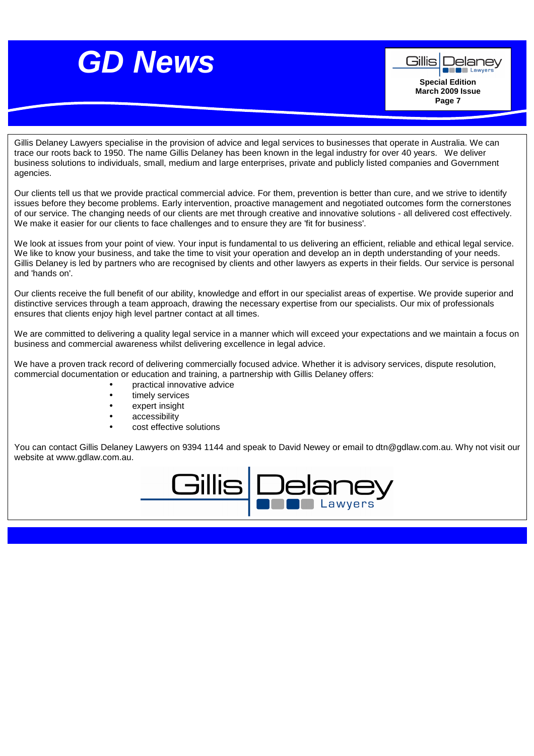# GD News

Special Edition
March 2009 Issue

Gillis Delaney Lawyers specialise in the provision of advice and legal services to businesses that operate in Australia. We can trace our roots back to 1950. The name Gillis Delaney has been known in the legal industry for over 40 years. We deliver business solutions to individuals, small, medium and large enterprises, private and publicly listed companies and Government agencies.

Our clients tell us that we provide practical commercial advice. For them, prevention is better than cure, and we strive to identify issues before they become problems. Early intervention, proactive management and negotiated outcomes form the cornerstones of our service. The changing needs of our clients are met through creative and innovative solutions - all delivered cost effectively. We make it easier for our clients to face challenges and to ensure they are 'fit for business'.

We look at issues from your point of view. Your input is fundamental to us delivering an efficient, reliable and ethical legal service. We like to know your business, and take the time to visit your operation and develop an in depth understanding of your needs. Gillis Delaney is led by partners who are recognised by clients and other lawyers as experts in their fields. Our service is personal and 'hands on'.

Our clients receive the full benefit of our ability, knowledge and effort in our specialist areas of expertise. We provide superior and distinctive services through a team approach, drawing the necessary expertise from our specialists. Our mix of professionals ensures that clients enjoy high level partner contact at all times.

We are committed to delivering a quality legal service in a manner which will exceed your expectations and we maintain a focus on business and commercial awareness whilst delivering excellence in legal advice.

We have a proven track record of delivering commercially focused advice. Whether it is advisory services, dispute resolution, commercial documentation or education and training, a partnership with Gillis Delaney offers:

- practical innovative advice
- timely services
- expert insight
- accessibility
- cost effective solutions

You can contact Gillis Delaney Lawyers on 9394 1144 and speak to David Newey or email to dtn@gdlaw.com.au. Why not visit our website at www.gdlaw.com.au.

Gillis Delaney Lawyers